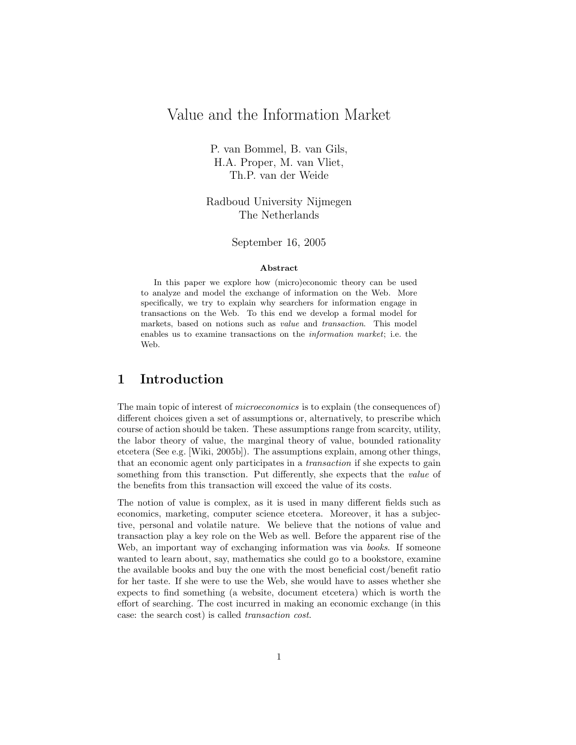# Value and the Information Market

P. van Bommel, B. van Gils,
H.A. Proper, M. van Vliet,
Th.P. van der Weide

Radboud University Nijmegen
The Netherlands

September 16, 2005

**Abstract**

In this paper we explore how (micro)economic theory can be used to analyze and model the exchange of information on the Web. More specifically, we try to explain why searchers for information engage in transactions on the Web. To this end we develop a formal model for markets, based on notions such as *value* and *transaction*. This model enables us to examine transactions on the *information market*; i.e. the Web.

## 1 Introduction

The main topic of interest of *microeconomics* is to explain (the consequences of) different choices given a set of assumptions or, alternatively, to prescribe which course of action should be taken. These assumptions range from scarcity, utility, the labor theory of value, the marginal theory of value, bounded rationality etcetera (See e.g. [Wiki, 2005b]). The assumptions explain, among other things, that an economic agent only participates in a *transaction* if she expects to gain something from this transction. Put differently, she expects that the *value* of the benefits from this transaction will exceed the value of its costs.

The notion of value is complex, as it is used in many different fields such as economics, marketing, computer science etcetera. Moreover, it has a subjective, personal and volatile nature. We believe that the notions of value and transaction play a key role on the Web as well. Before the apparent rise of the Web, an important way of exchanging information was via *books*. If someone wanted to learn about, say, mathematics she could go to a bookstore, examine the available books and buy the one with the most beneficial cost/benefit ratio for her taste. If she were to use the Web, she would have to asses whether she expects to find something (a website, document etcetera) which is worth the effort of searching. The cost incurred in making an economic exchange (in this case: the search cost) is called *transaction cost*.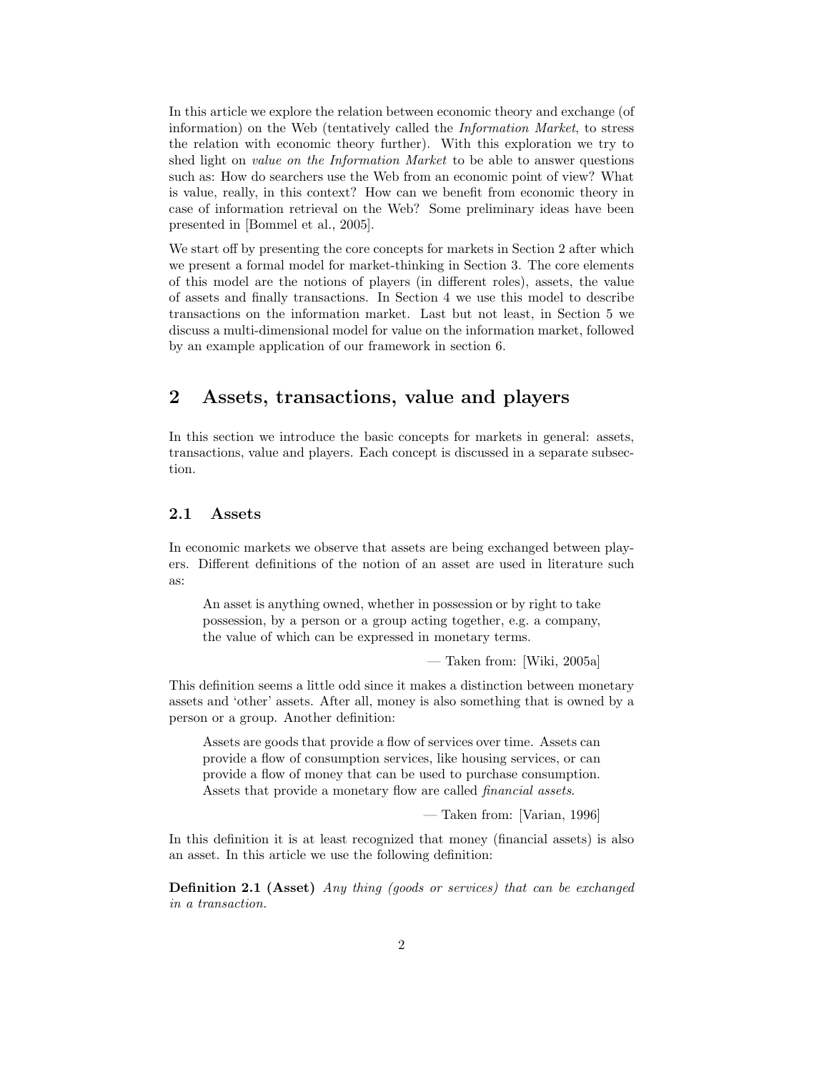In this article we explore the relation between economic theory and exchange (of information) on the Web (tentatively called the *Information Market*, to stress the relation with economic theory further). With this exploration we try to shed light on *value on the Information Market* to be able to answer questions such as: How do searchers use the Web from an economic point of view? What is value, really, in this context? How can we benefit from economic theory in case of information retrieval on the Web? Some preliminary ideas have been presented in [Bommel et al., 2005].

We start off by presenting the core concepts for markets in Section 2 after which we present a formal model for market-thinking in Section 3. The core elements of this model are the notions of players (in different roles), assets, the value of assets and finally transactions. In Section 4 we use this model to describe transactions on the information market. Last but not least, in Section 5 we discuss a multi-dimensional model for value on the information market, followed by an example application of our framework in section 6.

## 2 Assets, transactions, value and players

In this section we introduce the basic concepts for markets in general: assets, transactions, value and players. Each concept is discussed in a separate subsection.

### 2.1 Assets

In economic markets we observe that assets are being exchanged between players. Different definitions of the notion of an asset are used in literature such as:

> An asset is anything owned, whether in possession or by right to take possession, by a person or a group acting together, e.g. a company, the value of which can be expressed in monetary terms.
>
> — Taken from: [Wiki, 2005a]

This definition seems a little odd since it makes a distinction between monetary assets and 'other' assets. After all, money is also something that is owned by a person or a group. Another definition:

> Assets are goods that provide a flow of services over time. Assets can provide a flow of consumption services, like housing services, or can provide a flow of money that can be used to purchase consumption. Assets that provide a monetary flow are called *financial assets*.
>
> — Taken from: [Varian, 1996]

In this definition it is at least recognized that money (financial assets) is also an asset. In this article we use the following definition:

**Definition 2.1 (Asset)** *Any thing (goods or services) that can be exchanged in a transaction.*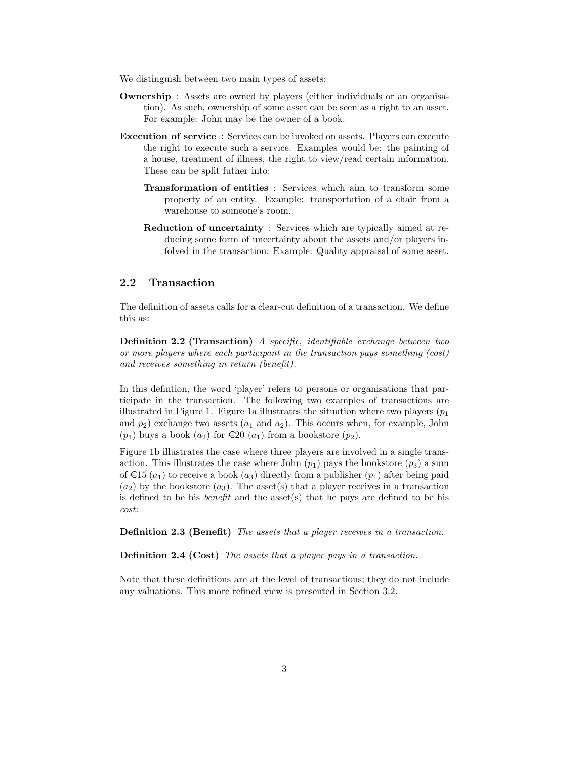We distinguish between two main types of assets:

**Ownership** : Assets are owned by players (either individuals or an organisation). As such, ownership of some asset can be seen as a right to an asset. For example: John may be the owner of a book.

**Execution of service** : Services can be invoked on assets. Players can execute the right to execute such a service. Examples would be: the painting of a house, treatment of illness, the right to view/read certain information. These can be split futher into:

- **Transformation of entities** : Services which aim to transform some property of an entity. Example: transportation of a chair from a warehouse to someone's room.
- **Reduction of uncertainty** : Services which are typically aimed at reducing some form of uncertainty about the assets and/or players infolved in the transaction. Example: Quality appraisal of some asset.

## 2.2 Transaction

The definition of assets calls for a clear-cut definition of a transaction. We define this as:

**Definition 2.2 (Transaction)** *A specific, identifiable exchange between two or more players where each participant in the transaction pays something (cost) and receives something in return (benefit).*

In this defintion, the word 'player' refers to persons or organisations that participate in the transaction. The following two examples of transactions are illustrated in Figure 1. Figure 1a illustrates the situation where two players ($p_1$ and $p_2$) exchange two assets ($a_1$ and $a_2$). This occurs when, for example, John ($p_1$) buys a book ($a_2$) for €20 ($a_1$) from a bookstore ($p_2$).

Figure 1b illustrates the case where three players are involved in a single transaction. This illustrates the case where John ($p_1$) pays the bookstore ($p_3$) a sum of €15 ($a_1$) to receive a book ($a_3$) directly from a publisher ($p_1$) after being paid ($a_2$) by the bookstore ($a_3$). The asset(s) that a player receives in a transaction is defined to be his *benefit* and the asset(s) that he pays are defined to be his *cost:*

**Definition 2.3 (Benefit)** *The assets that a player receives in a transaction.*

**Definition 2.4 (Cost)** *The assets that a player pays in a transaction.*

Note that these definitions are at the level of transactions; they do not include any valuations. This more refined view is presented in Section 3.2.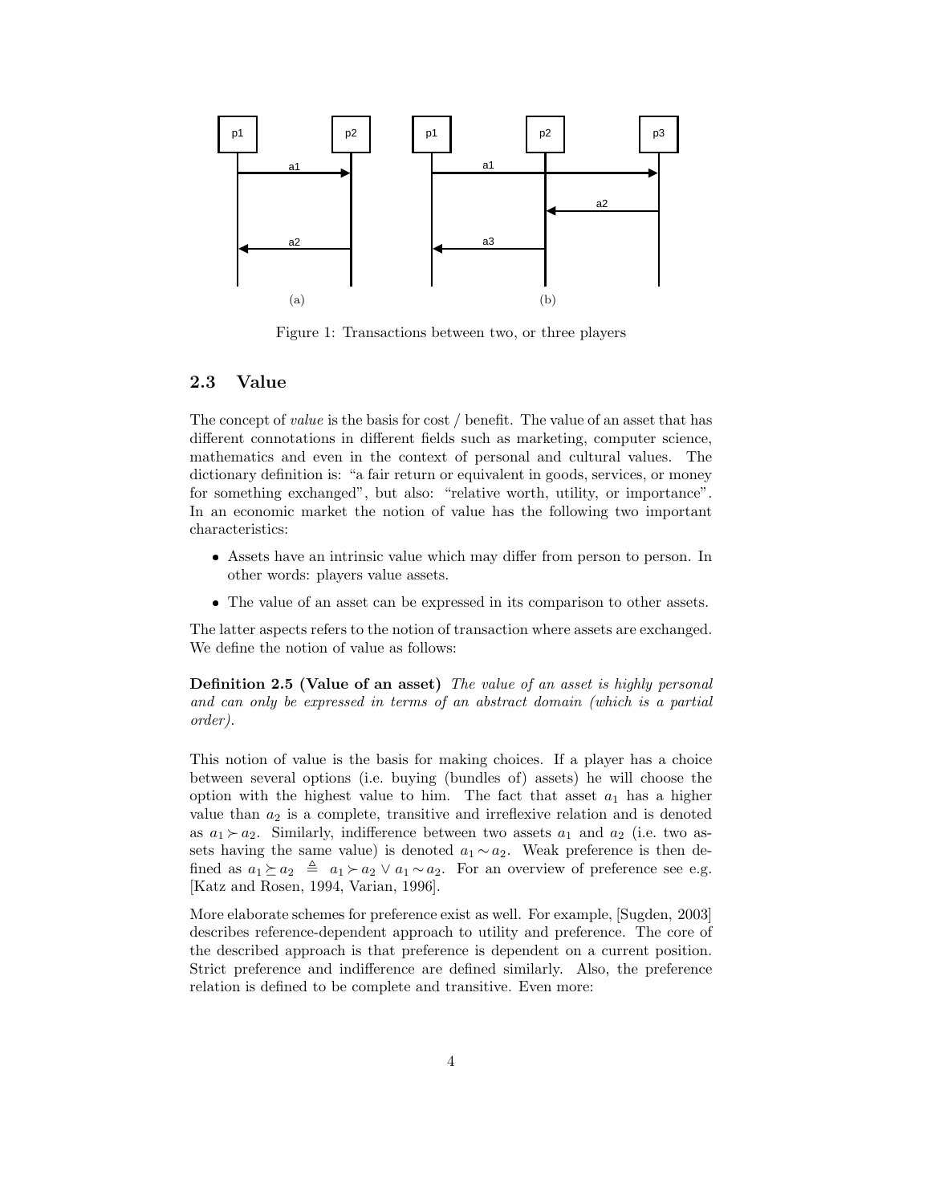Figure 1: Transactions between two, or three players

### 2.3 Value

The concept of *value* is the basis for cost / benefit. The value of an asset that has different connotations in different fields such as marketing, computer science, mathematics and even in the context of personal and cultural values. The dictionary definition is: "a fair return or equivalent in goods, services, or money for something exchanged", but also: "relative worth, utility, or importance". In an economic market the notion of value has the following two important characteristics:

- Assets have an intrinsic value which may differ from person to person. In other words: players value assets.
- The value of an asset can be expressed in its comparison to other assets.

The latter aspects refers to the notion of transaction where assets are exchanged. We define the notion of value as follows:

**Definition 2.5 (Value of an asset)** *The value of an asset is highly personal and can only be expressed in terms of an abstract domain (which is a partial order).*

This notion of value is the basis for making choices. If a player has a choice between several options (i.e. buying (bundles of) assets) he will choose the option with the highest value to him. The fact that asset $a_1$ has a higher value than $a_2$ is a complete, transitive and irreflexive relation and is denoted as $a_1 \succ a_2$. Similarly, indifference between two assets $a_1$ and $a_2$ (i.e. two assets having the same value) is denoted $a_1 \sim a_2$. Weak preference is then defined as $a_1 \succeq a_2 \;\triangleq\; a_1 \succ a_2 \lor a_1 \sim a_2$. For an overview of preference see e.g. [Katz and Rosen, 1994, Varian, 1996].

More elaborate schemes for preference exist as well. For example, [Sugden, 2003] describes reference-dependent approach to utility and preference. The core of the described approach is that preference is dependent on a current position. Strict preference and indifference are defined similarly. Also, the preference relation is defined to be complete and transitive. Even more: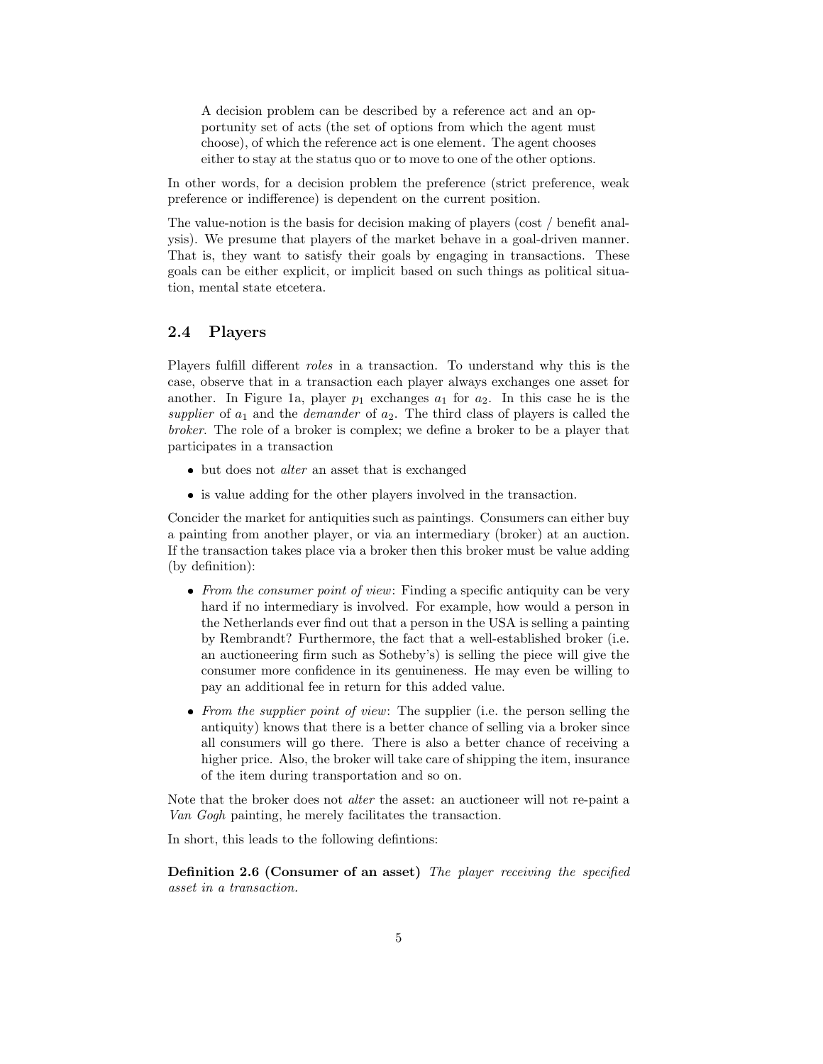> A decision problem can be described by a reference act and an opportunity set of acts (the set of options from which the agent must choose), of which the reference act is one element. The agent chooses either to stay at the status quo or to move to one of the other options.

In other words, for a decision problem the preference (strict preference, weak preference or indifference) is dependent on the current position.

The value-notion is the basis for decision making of players (cost / benefit analysis). We presume that players of the market behave in a goal-driven manner. That is, they want to satisfy their goals by engaging in transactions. These goals can be either explicit, or implicit based on such things as political situation, mental state etcetera.

## 2.4 Players

Players fulfill different *roles* in a transaction. To understand why this is the case, observe that in a transaction each player always exchanges one asset for another. In Figure 1a, player $p_1$ exchanges $a_1$ for $a_2$. In this case he is the *supplier* of $a_1$ and the *demander* of $a_2$. The third class of players is called the *broker*. The role of a broker is complex; we define a broker to be a player that participates in a transaction

- but does not *alter* an asset that is exchanged
- is value adding for the other players involved in the transaction.

Concider the market for antiquities such as paintings. Consumers can either buy a painting from another player, or via an intermediary (broker) at an auction. If the transaction takes place via a broker then this broker must be value adding (by definition):

- *From the consumer point of view*: Finding a specific antiquity can be very hard if no intermediary is involved. For example, how would a person in the Netherlands ever find out that a person in the USA is selling a painting by Rembrandt? Furthermore, the fact that a well-established broker (i.e. an auctioneering firm such as Sotheby's) is selling the piece will give the consumer more confidence in its genuineness. He may even be willing to pay an additional fee in return for this added value.
- *From the supplier point of view*: The supplier (i.e. the person selling the antiquity) knows that there is a better chance of selling via a broker since all consumers will go there. There is also a better chance of receiving a higher price. Also, the broker will take care of shipping the item, insurance of the item during transportation and so on.

Note that the broker does not *alter* the asset: an auctioneer will not re-paint a *Van Gogh* painting, he merely facilitates the transaction.

In short, this leads to the following defintions:

**Definition 2.6 (Consumer of an asset)** *The player receiving the specified asset in a transaction.*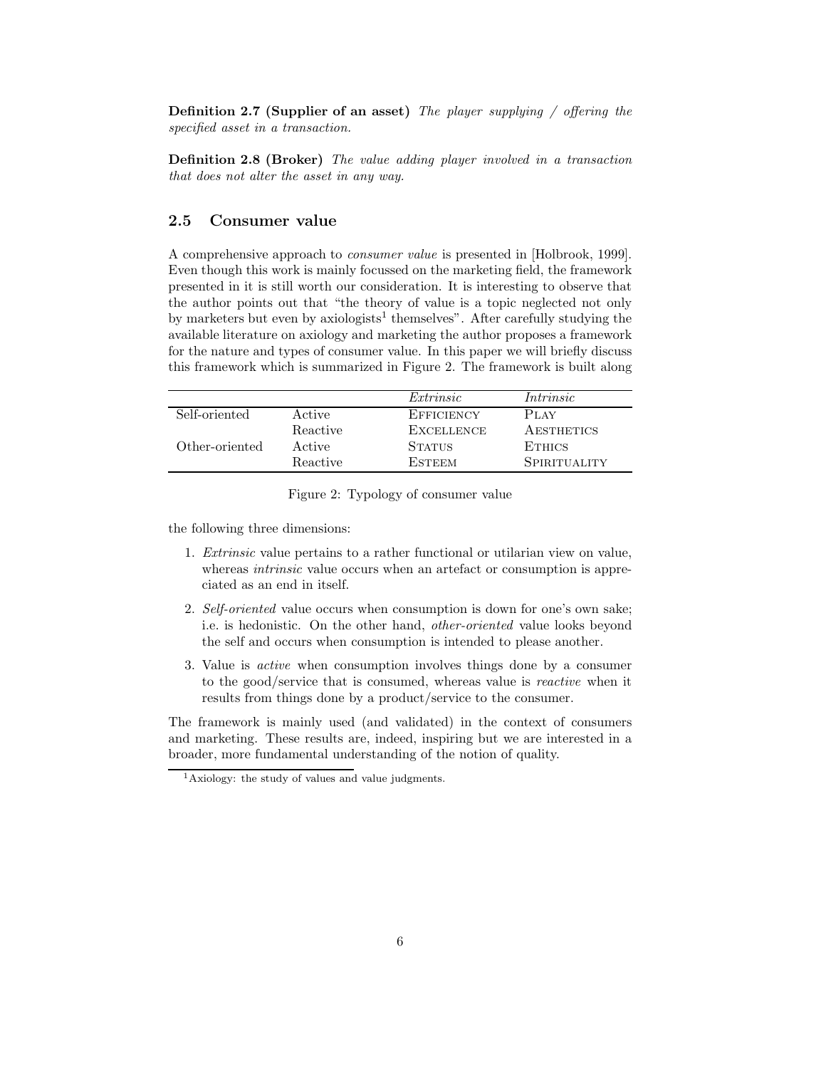**Definition 2.7 (Supplier of an asset)** *The player supplying / offering the specified asset in a transaction.*

**Definition 2.8 (Broker)** *The value adding player involved in a transaction that does not alter the asset in any way.*

## 2.5 Consumer value

A comprehensive approach to *consumer value* is presented in [Holbrook, 1999]. Even though this work is mainly focussed on the marketing field, the framework presented in it is still worth our consideration. It is interesting to observe that the author points out that "the theory of value is a topic neglected not only by marketers but even by axiologists[1] themselves". After carefully studying the available literature on axiology and marketing the author proposes a framework for the nature and types of consumer value. In this paper we will briefly discuss this framework which is summarized in Figure 2. The framework is built along the following three dimensions:

| | | *Extrinsic* | *Intrinsic* |
|---|---|---|---|
| Self-oriented | Active | EFFICIENCY | PLAY |
| | Reactive | EXCELLENCE | AESTHETICS |
| Other-oriented | Active | STATUS | ETHICS |
| | Reactive | ESTEEM | SPIRITUALITY |

Figure 2: Typology of consumer value

1. *Extrinsic* value pertains to a rather functional or utilarian view on value, whereas *intrinsic* value occurs when an artefact or consumption is appreciated as an end in itself.
2. *Self-oriented* value occurs when consumption is down for one's own sake; i.e. is hedonistic. On the other hand, *other-oriented* value looks beyond the self and occurs when consumption is intended to please another.
3. Value is *active* when consumption involves things done by a consumer to the good/service that is consumed, whereas value is *reactive* when it results from things done by a product/service to the consumer.

The framework is mainly used (and validated) in the context of consumers and marketing. These results are, indeed, inspiring but we are interested in a broader, more fundamental understanding of the notion of quality.

[1] Axiology: the study of values and value judgments.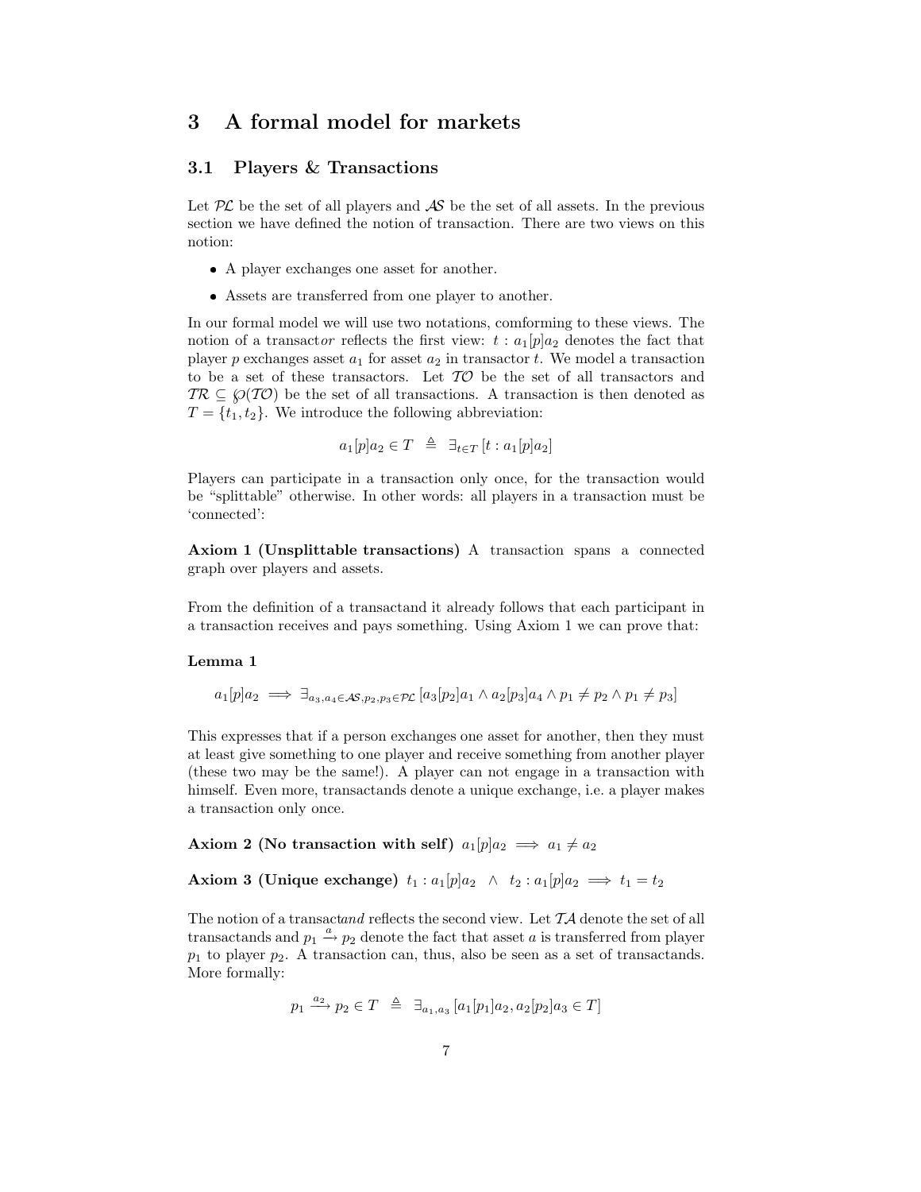## 3 A formal model for markets

### 3.1 Players & Transactions

Let $\mathcal{PL}$ be the set of all players and $\mathcal{AS}$ be the set of all assets. In the previous section we have defined the notion of transaction. There are two views on this notion:

- A player exchanges one asset for another.
- Assets are transferred from one player to another.

In our formal model we will use two notations, comforming to these views. The notion of a transact*or* reflects the first view: $t : a_1[p]a_2$ denotes the fact that player $p$ exchanges asset $a_1$ for asset $a_2$ in transactor $t$. We model a transaction to be a set of these transactors. Let $\mathcal{TO}$ be the set of all transactors and $\mathcal{TR} \subseteq \wp(\mathcal{TO})$ be the set of all transactions. A transaction is then denoted as $T = \{t_1, t_2\}$. We introduce the following abbreviation:

$$a_1[p]a_2 \in T \;\triangleq\; \exists_{t \in T} \left[ t : a_1[p]a_2 \right]$$

Players can participate in a transaction only once, for the transaction would be "splittable" otherwise. In other words: all players in a transaction must be 'connected':

**Axiom 1 (Unsplittable transactions)** A transaction spans a connected graph over players and assets.

From the definition of a transactand it already follows that each participant in a transaction receives and pays something. Using Axiom 1 we can prove that:

**Lemma 1**

$$a_1[p]a_2 \implies \exists_{a_3, a_4 \in \mathcal{AS}, p_2, p_3 \in \mathcal{PL}} \left[ a_3[p_2]a_1 \wedge a_2[p_3]a_4 \wedge p_1 \neq p_2 \wedge p_1 \neq p_3 \right]$$

This expresses that if a person exchanges one asset for another, then they must at least give something to one player and receive something from another player (these two may be the same!). A player can not engage in a transaction with himself. Even more, transactands denote a unique exchange, i.e. a player makes a transaction only once.

**Axiom 2 (No transaction with self)** $a_1[p]a_2 \implies a_1 \neq a_2$

**Axiom 3 (Unique exchange)** $t_1 : a_1[p]a_2 \;\wedge\; t_2 : a_1[p]a_2 \implies t_1 = t_2$

The notion of a transact*and* reflects the second view. Let $\mathcal{TA}$ denote the set of all transactands and $p_1 \xrightarrow{a} p_2$ denote the fact that asset $a$ is transferred from player $p_1$ to player $p_2$. A transaction can, thus, also be seen as a set of transactands. More formally:

$$p_1 \xrightarrow{a_2} p_2 \in T \;\triangleq\; \exists_{a_1, a_3} \left[ a_1[p_1]a_2, a_2[p_2]a_3 \in T \right]$$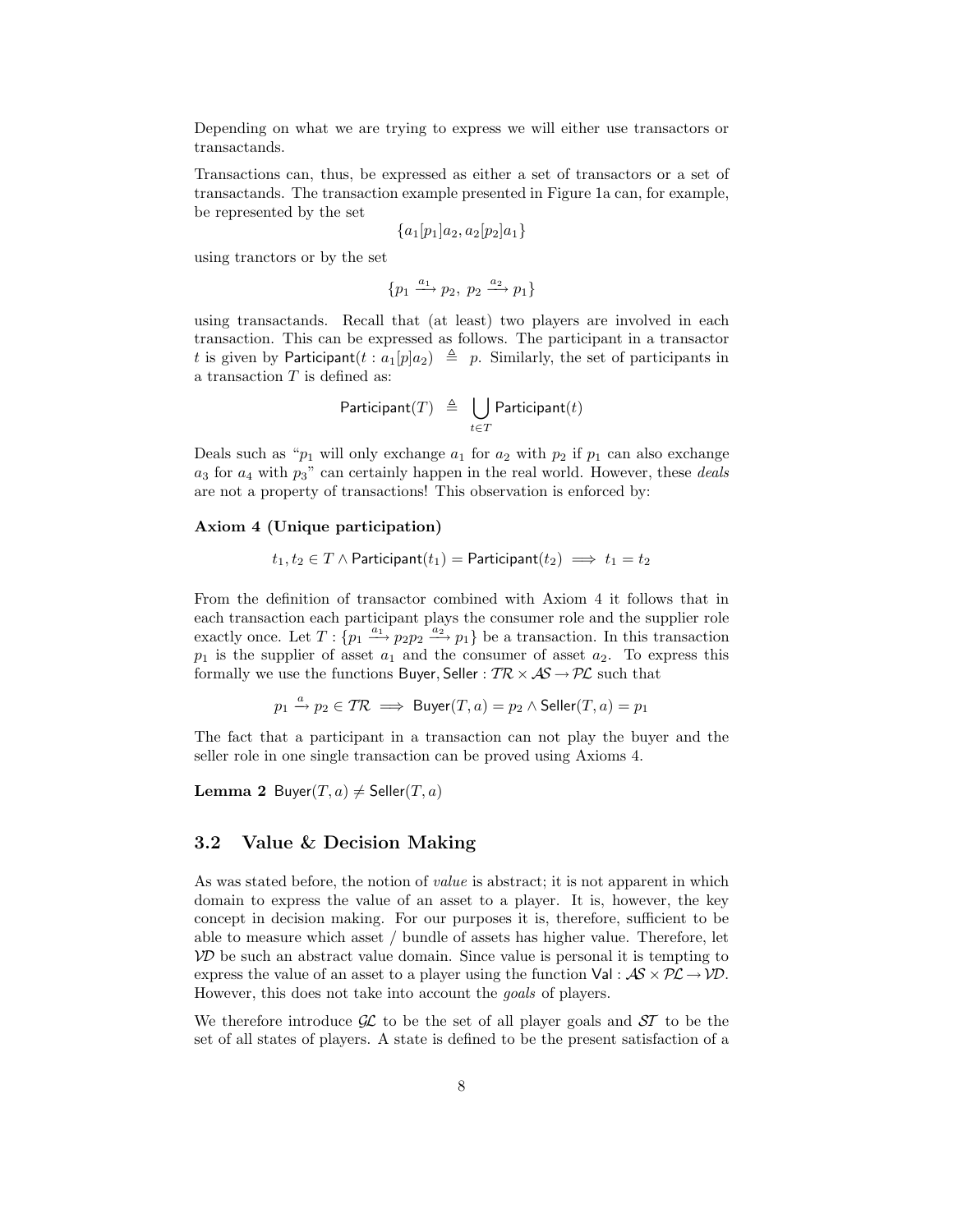Depending on what we are trying to express we will either use transactors or transactands.

Transactions can, thus, be expressed as either a set of transactors or a set of transactands. The transaction example presented in Figure 1a can, for example, be represented by the set

$$\{a_1[p_1]a_2, a_2[p_2]a_1\}$$

using tranctors or by the set

$$\{p_1 \xrightarrow{a_1} p_2,\ p_2 \xrightarrow{a_2} p_1\}$$

using transactands. Recall that (at least) two players are involved in each transaction. This can be expressed as follows. The participant in a transactor $t$ is given by $\mathsf{Participant}(t : a_1[p]a_2) \triangleq p$. Similarly, the set of participants in a transaction $T$ is defined as:

$$\mathsf{Participant}(T) \triangleq \bigcup_{t \in T} \mathsf{Participant}(t)$$

Deals such as "$p_1$ will only exchange $a_1$ for $a_2$ with $p_2$ if $p_1$ can also exchange $a_3$ for $a_4$ with $p_3$" can certainly happen in the real world. However, these *deals* are not a property of transactions! This observation is enforced by:

**Axiom 4 (Unique participation)**

$$t_1, t_2 \in T \wedge \mathsf{Participant}(t_1) = \mathsf{Participant}(t_2) \implies t_1 = t_2$$

From the definition of transactor combined with Axiom 4 it follows that in each transaction each participant plays the consumer role and the supplier role exactly once. Let $T : \{p_1 \xrightarrow{a_1} p_2 p_2 \xrightarrow{a_2} p_1\}$ be a transaction. In this transaction $p_1$ is the supplier of asset $a_1$ and the consumer of asset $a_2$. To express this formally we use the functions $\mathsf{Buyer}, \mathsf{Seller} : \mathcal{TR} \times \mathcal{AS} \to \mathcal{PL}$ such that

$$p_1 \xrightarrow{a} p_2 \in \mathcal{TR} \implies \mathsf{Buyer}(T, a) = p_2 \wedge \mathsf{Seller}(T, a) = p_1$$

The fact that a participant in a transaction can not play the buyer and the seller role in one single transaction can be proved using Axioms 4.

**Lemma 2** $\mathsf{Buyer}(T, a) \neq \mathsf{Seller}(T, a)$

## 3.2 Value & Decision Making

As was stated before, the notion of *value* is abstract; it is not apparent in which domain to express the value of an asset to a player. It is, however, the key concept in decision making. For our purposes it is, therefore, sufficient to be able to measure which asset / bundle of assets has higher value. Therefore, let $\mathcal{VD}$ be such an abstract value domain. Since value is personal it is tempting to express the value of an asset to a player using the function $\mathsf{Val} : \mathcal{AS} \times \mathcal{PL} \to \mathcal{VD}$. However, this does not take into account the *goals* of players.

We therefore introduce $\mathcal{GL}$ to be the set of all player goals and $\mathcal{ST}$ to be the set of all states of players. A state is defined to be the present satisfaction of a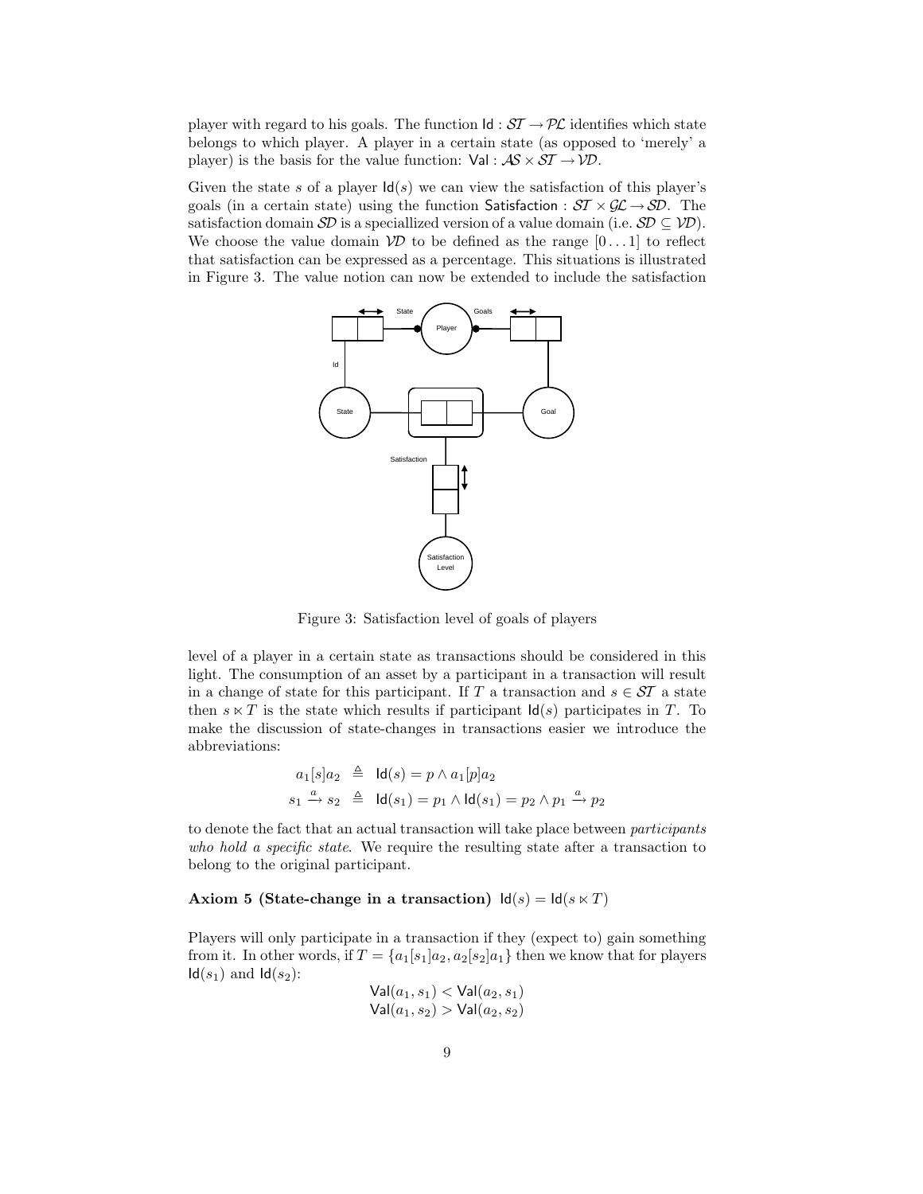player with regard to his goals. The function $\mathsf{Id} : \mathcal{ST} \to \mathcal{PL}$ identifies which state belongs to which player. A player in a certain state (as opposed to 'merely' a player) is the basis for the value function: $\mathsf{Val} : \mathcal{AS} \times \mathcal{ST} \to \mathcal{VD}$.

Given the state $s$ of a player $\mathsf{Id}(s)$ we can view the satisfaction of this player's goals (in a certain state) using the function $\mathsf{Satisfaction} : \mathcal{ST} \times \mathcal{GL} \to \mathcal{SD}$. The satisfaction domain $\mathcal{SD}$ is a speciallized version of a value domain (i.e. $\mathcal{SD} \subseteq \mathcal{VD}$). We choose the value domain $\mathcal{VD}$ to be defined as the range $[0 \dots 1]$ to reflect that satisfaction can be expressed as a percentage. This situations is illustrated in Figure 3. The value notion can now be extended to include the satisfaction

Figure 3: Satisfaction level of goals of players

level of a player in a certain state as transactions should be considered in this light. The consumption of an asset by a participant in a transaction will result in a change of state for this participant. If $T$ a transaction and $s \in \mathcal{ST}$ a state then $s \ltimes T$ is the state which results if participant $\mathsf{Id}(s)$ participates in $T$. To make the discussion of state-changes in transactions easier we introduce the abbreviations:

$$a_1[s]a_2 \triangleq \mathsf{Id}(s) = p \wedge a_1[p]a_2$$
$$s_1 \xrightarrow{a} s_2 \triangleq \mathsf{Id}(s_1) = p_1 \wedge \mathsf{Id}(s_1) = p_2 \wedge p_1 \xrightarrow{a} p_2$$

to denote the fact that an actual transaction will take place between *participants who hold a specific state*. We require the resulting state after a transaction to belong to the original participant.

**Axiom 5 (State-change in a transaction)** $\mathsf{Id}(s) = \mathsf{Id}(s \ltimes T)$

Players will only participate in a transaction if they (expect to) gain something from it. In other words, if $T = \{a_1[s_1]a_2, a_2[s_2]a_1\}$ then we know that for players $\mathsf{Id}(s_1)$ and $\mathsf{Id}(s_2)$:

$$\mathsf{Val}(a_1, s_1) < \mathsf{Val}(a_2, s_1)$$
$$\mathsf{Val}(a_1, s_2) > \mathsf{Val}(a_2, s_2)$$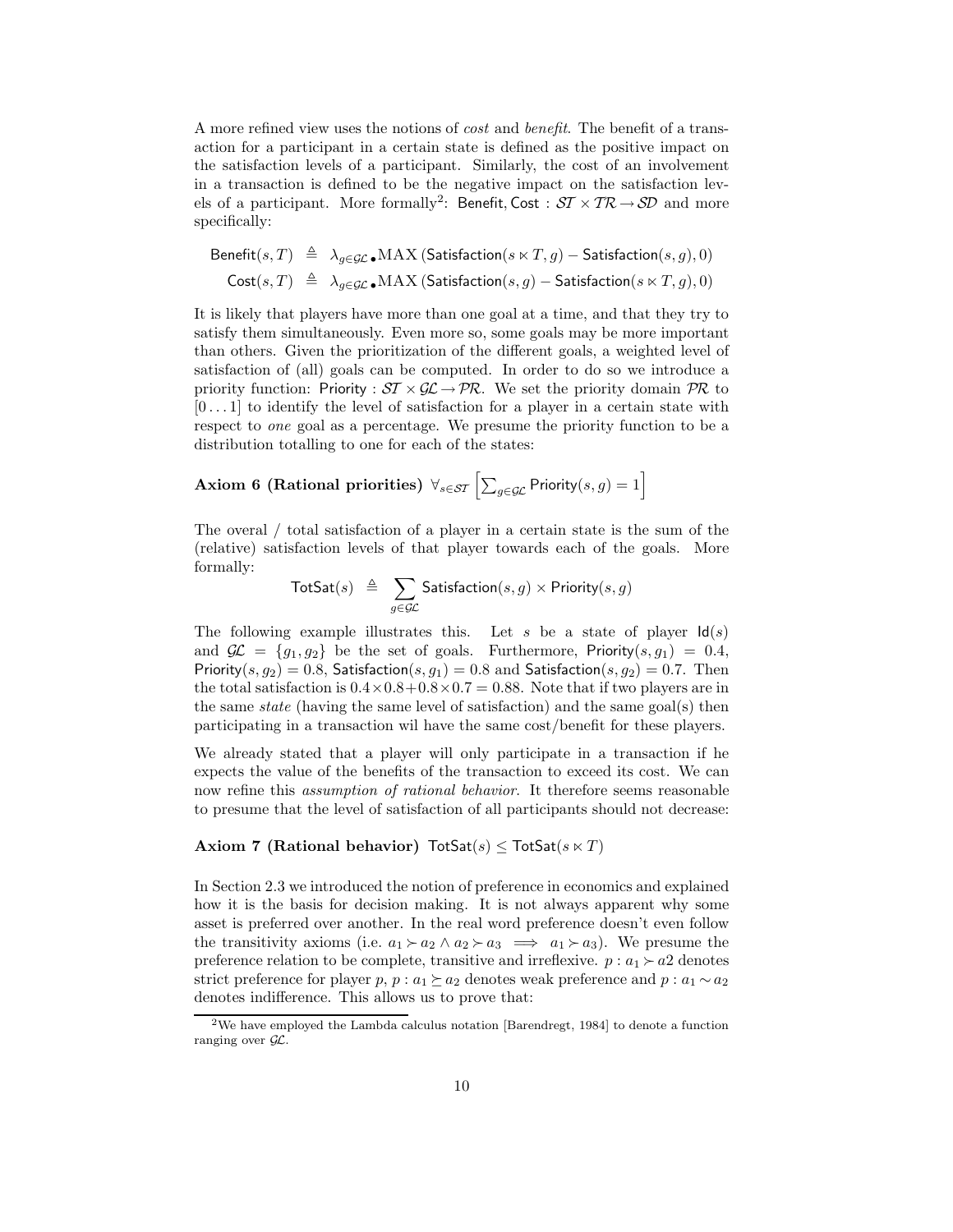A more refined view uses the notions of *cost* and *benefit*. The benefit of a transaction for a participant in a certain state is defined as the positive impact on the satisfaction levels of a participant. Similarly, the cost of an involvement in a transaction is defined to be the negative impact on the satisfaction levels of a participant. More formally[2]: $\mathsf{Benefit}, \mathsf{Cost} : \mathcal{ST} \times \mathcal{TR} \rightarrow \mathcal{SD}$ and more specifically:

$$
\begin{aligned}
\mathsf{Benefit}(s, T) &\triangleq \lambda_{g \in \mathcal{GL}} \bullet \mathrm{MAX}\left(\mathsf{Satisfaction}(s \ltimes T, g) - \mathsf{Satisfaction}(s, g), 0\right) \\
\mathsf{Cost}(s, T) &\triangleq \lambda_{g \in \mathcal{GL}} \bullet \mathrm{MAX}\left(\mathsf{Satisfaction}(s, g) - \mathsf{Satisfaction}(s \ltimes T, g), 0\right)
\end{aligned}
$$

It is likely that players have more than one goal at a time, and that they try to satisfy them simultaneously. Even more so, some goals may be more important than others. Given the prioritization of the different goals, a weighted level of satisfaction of (all) goals can be computed. In order to do so we introduce a priority function: $\mathsf{Priority} : \mathcal{ST} \times \mathcal{GL} \rightarrow \mathcal{PR}$. We set the priority domain $\mathcal{PR}$ to $[0 \ldots 1]$ to identify the level of satisfaction for a player in a certain state with respect to *one* goal as a percentage. We presume the priority function to be a distribution totalling to one for each of the states:

**Axiom 6 (Rational priorities)** $\forall_{s \in \mathcal{ST}} \left[ \sum_{g \in \mathcal{GL}} \mathsf{Priority}(s, g) = 1 \right]$

The overal / total satisfaction of a player in a certain state is the sum of the (relative) satisfaction levels of that player towards each of the goals. More formally:

$$
\mathsf{TotSat}(s) \triangleq \sum_{g \in \mathcal{GL}} \mathsf{Satisfaction}(s, g) \times \mathsf{Priority}(s, g)
$$

The following example illustrates this. Let $s$ be a state of player $\mathsf{Id}(s)$ and $\mathcal{GL} = \{g_1, g_2\}$ be the set of goals. Furthermore, $\mathsf{Priority}(s, g_1) = 0.4$, $\mathsf{Priority}(s, g_2) = 0.8$, $\mathsf{Satisfaction}(s, g_1) = 0.8$ and $\mathsf{Satisfaction}(s, g_2) = 0.7$. Then the total satisfaction is $0.4 \times 0.8 + 0.8 \times 0.7 = 0.88$. Note that if two players are in the same *state* (having the same level of satisfaction) and the same goal(s) then participating in a transaction wil have the same cost/benefit for these players.

We already stated that a player will only participate in a transaction if he expects the value of the benefits of the transaction to exceed its cost. We can now refine this *assumption of rational behavior*. It therefore seems reasonable to presume that the level of satisfaction of all participants should not decrease:

**Axiom 7 (Rational behavior)** $\mathsf{TotSat}(s) \leq \mathsf{TotSat}(s \ltimes T)$

In Section 2.3 we introduced the notion of preference in economics and explained how it is the basis for decision making. It is not always apparent why some asset is preferred over another. In the real word preference doesn't even follow the transitivity axioms (i.e. $a_1 \succ a_2 \wedge a_2 \succ a_3 \implies a_1 \succ a_3$). We presume the preference relation to be complete, transitive and irreflexive. $p : a_1 \succ a2$ denotes strict preference for player $p$, $p : a_1 \succeq a_2$ denotes weak preference and $p : a_1 \sim a_2$ denotes indifference. This allows us to prove that:

[2] We have employed the Lambda calculus notation [Barendregt, 1984] to denote a function ranging over $\mathcal{GL}$.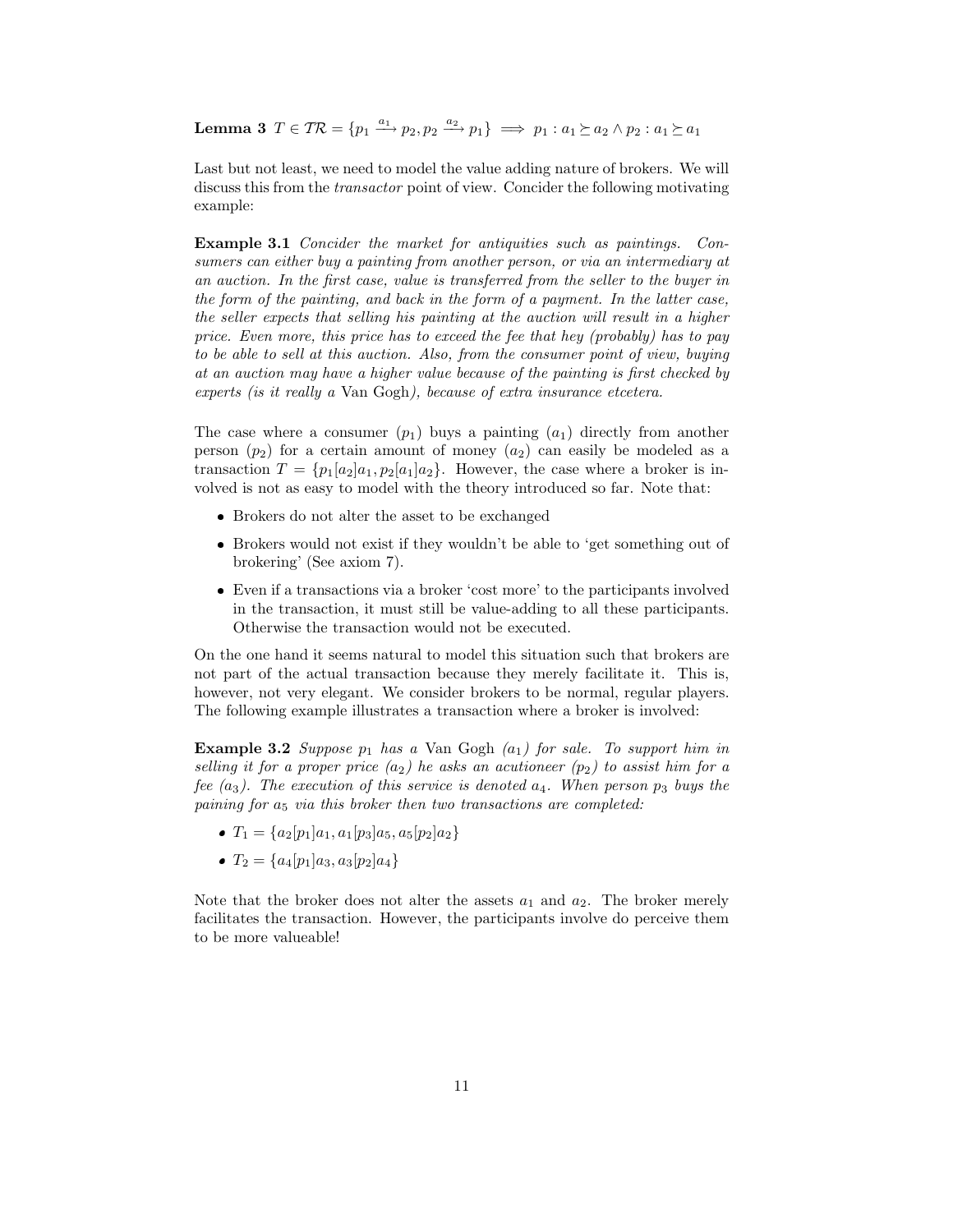**Lemma 3** $T \in \mathcal{TR} = \{p_1 \xrightarrow{a_1} p_2, p_2 \xrightarrow{a_2} p_1\} \implies p_1 : a_1 \succeq a_2 \wedge p_2 : a_1 \succeq a_1$

Last but not least, we need to model the value adding nature of brokers. We will discuss this from the *transactor* point of view. Concider the following motivating example:

**Example 3.1** *Concider the market for antiquities such as paintings. Consumers can either buy a painting from another person, or via an intermediary at an auction. In the first case, value is transferred from the seller to the buyer in the form of the painting, and back in the form of a payment. In the latter case, the seller expects that selling his painting at the auction will result in a higher price. Even more, this price has to exceed the fee that hey (probably) has to pay to be able to sell at this auction. Also, from the consumer point of view, buying at an auction may have a higher value because of the painting is first checked by experts (is it really a* Van Gogh*), because of extra insurance etcetera.*

The case where a consumer ($p_1$) buys a painting ($a_1$) directly from another person ($p_2$) for a certain amount of money ($a_2$) can easily be modeled as a transaction $T = \{p_1[a_2]a_1, p_2[a_1]a_2\}$. However, the case where a broker is involved is not as easy to model with the theory introduced so far. Note that:

- Brokers do not alter the asset to be exchanged
- Brokers would not exist if they wouldn't be able to 'get something out of brokering' (See axiom 7).
- Even if a transactions via a broker 'cost more' to the participants involved in the transaction, it must still be value-adding to all these participants. Otherwise the transaction would not be executed.

On the one hand it seems natural to model this situation such that brokers are not part of the actual transaction because they merely facilitate it. This is, however, not very elegant. We consider brokers to be normal, regular players. The following example illustrates a transaction where a broker is involved:

**Example 3.2** *Suppose $p_1$ has a* Van Gogh *($a_1$) for sale. To support him in selling it for a proper price ($a_2$) he asks an acutioneer ($p_2$) to assist him for a fee ($a_3$). The execution of this service is denoted $a_4$. When person $p_3$ buys the paining for $a_5$ via this broker then two transactions are completed:*

- $T_1 = \{a_2[p_1]a_1, a_1[p_3]a_5, a_5[p_2]a_2\}$
- $T_2 = \{a_4[p_1]a_3, a_3[p_2]a_4\}$

Note that the broker does not alter the assets $a_1$ and $a_2$. The broker merely facilitates the transaction. However, the participants involve do perceive them to be more valueable!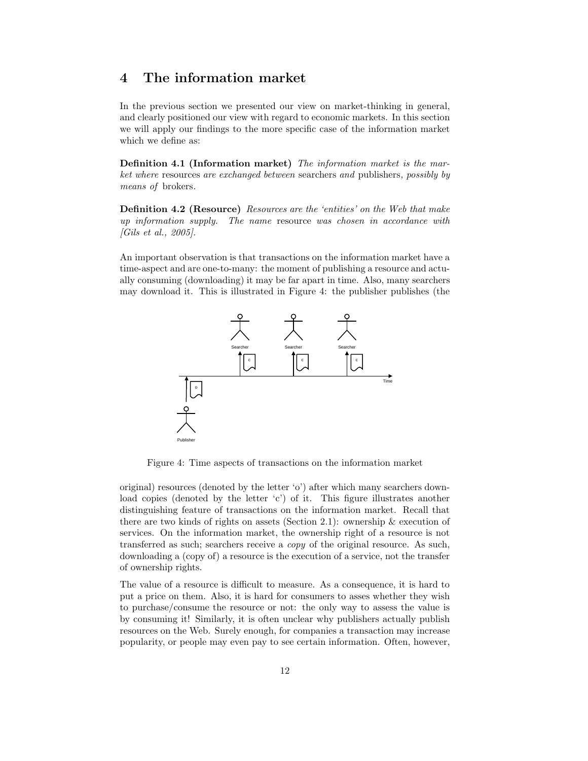# 4 The information market

In the previous section we presented our view on market-thinking in general, and clearly positioned our view with regard to economic markets. In this section we will apply our findings to the more specific case of the information market which we define as:

**Definition 4.1 (Information market)** *The information market is the market where* resources *are exchanged between* searchers *and* publishers*, possibly by means of* brokers.

**Definition 4.2 (Resource)** *Resources are the 'entities' on the Web that make up information supply. The name* resource *was chosen in accordance with [Gils et al., 2005].*

An important observation is that transactions on the information market have a time-aspect and are one-to-many: the moment of publishing a resource and actually consuming (downloading) it may be far apart in time. Also, many searchers may download it. This is illustrated in Figure 4: the publisher publishes (the original) resources (denoted by the letter 'o') after which many searchers download copies (denoted by the letter 'c') of it. This figure illustrates another distinguishing feature of transactions on the information market. Recall that there are two kinds of rights on assets (Section 2.1): ownership & execution of services. On the information market, the ownership right of a resource is not transferred as such; searchers receive a *copy* of the original resource. As such, downloading a (copy of) a resource is the execution of a service, not the transfer of ownership rights.

Figure 4: Time aspects of transactions on the information market

The value of a resource is difficult to measure. As a consequence, it is hard to put a price on them. Also, it is hard for consumers to asses whether they wish to purchase/consume the resource or not: the only way to assess the value is by consuming it! Similarly, it is often unclear why publishers actually publish resources on the Web. Surely enough, for companies a transaction may increase popularity, or people may even pay to see certain information. Often, however,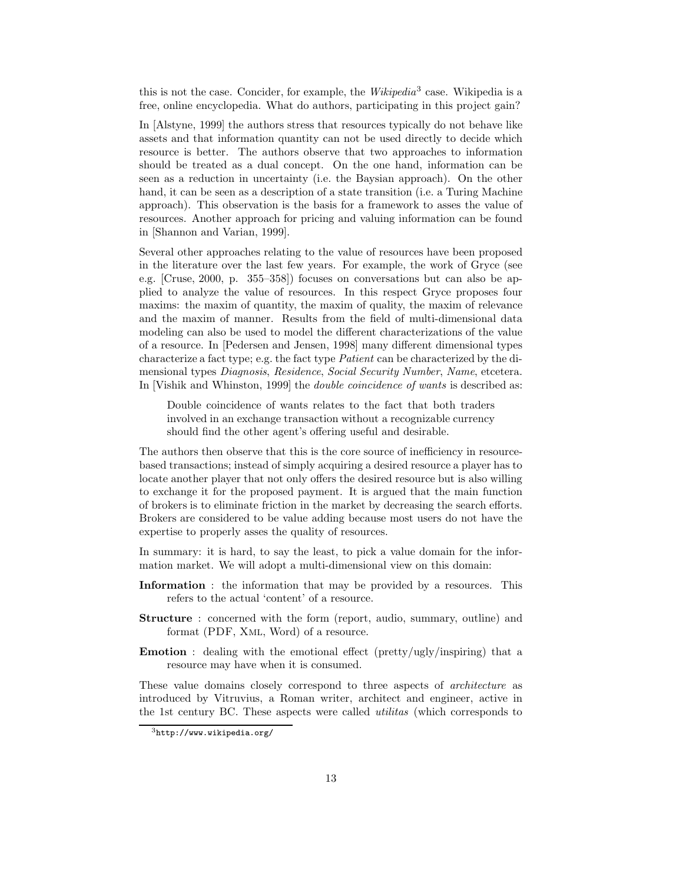this is not the case. Concider, for example, the *Wikipedia*[3] case. Wikipedia is a free, online encyclopedia. What do authors, participating in this project gain?

In [Alstyne, 1999] the authors stress that resources typically do not behave like assets and that information quantity can not be used directly to decide which resource is better. The authors observe that two approaches to information should be treated as a dual concept. On the one hand, information can be seen as a reduction in uncertainty (i.e. the Baysian approach). On the other hand, it can be seen as a description of a state transition (i.e. a Turing Machine approach). This observation is the basis for a framework to asses the value of resources. Another approach for pricing and valuing information can be found in [Shannon and Varian, 1999].

Several other approaches relating to the value of resources have been proposed in the literature over the last few years. For example, the work of Gryce (see e.g. [Cruse, 2000, p. 355–358]) focuses on conversations but can also be applied to analyze the value of resources. In this respect Gryce proposes four maxims: the maxim of quantity, the maxim of quality, the maxim of relevance and the maxim of manner. Results from the field of multi-dimensional data modeling can also be used to model the different characterizations of the value of a resource. In [Pedersen and Jensen, 1998] many different dimensional types characterize a fact type; e.g. the fact type *Patient* can be characterized by the dimensional types *Diagnosis*, *Residence*, *Social Security Number*, *Name*, etcetera. In [Vishik and Whinston, 1999] the *double coincidence of wants* is described as:

> Double coincidence of wants relates to the fact that both traders involved in an exchange transaction without a recognizable currency should find the other agent's offering useful and desirable.

The authors then observe that this is the core source of inefficiency in resource-based transactions; instead of simply acquiring a desired resource a player has to locate another player that not only offers the desired resource but is also willing to exchange it for the proposed payment. It is argued that the main function of brokers is to eliminate friction in the market by decreasing the search efforts. Brokers are considered to be value adding because most users do not have the expertise to properly asses the quality of resources.

In summary: it is hard, to say the least, to pick a value domain for the information market. We will adopt a multi-dimensional view on this domain:

**Information** : the information that may be provided by a resources. This refers to the actual 'content' of a resource.

**Structure** : concerned with the form (report, audio, summary, outline) and format (PDF, XML, Word) of a resource.

**Emotion** : dealing with the emotional effect (pretty/ugly/inspiring) that a resource may have when it is consumed.

These value domains closely correspond to three aspects of *architecture* as introduced by Vitruvius, a Roman writer, architect and engineer, active in the 1st century BC. These aspects were called *utilitas* (which corresponds to

[3] http://www.wikipedia.org/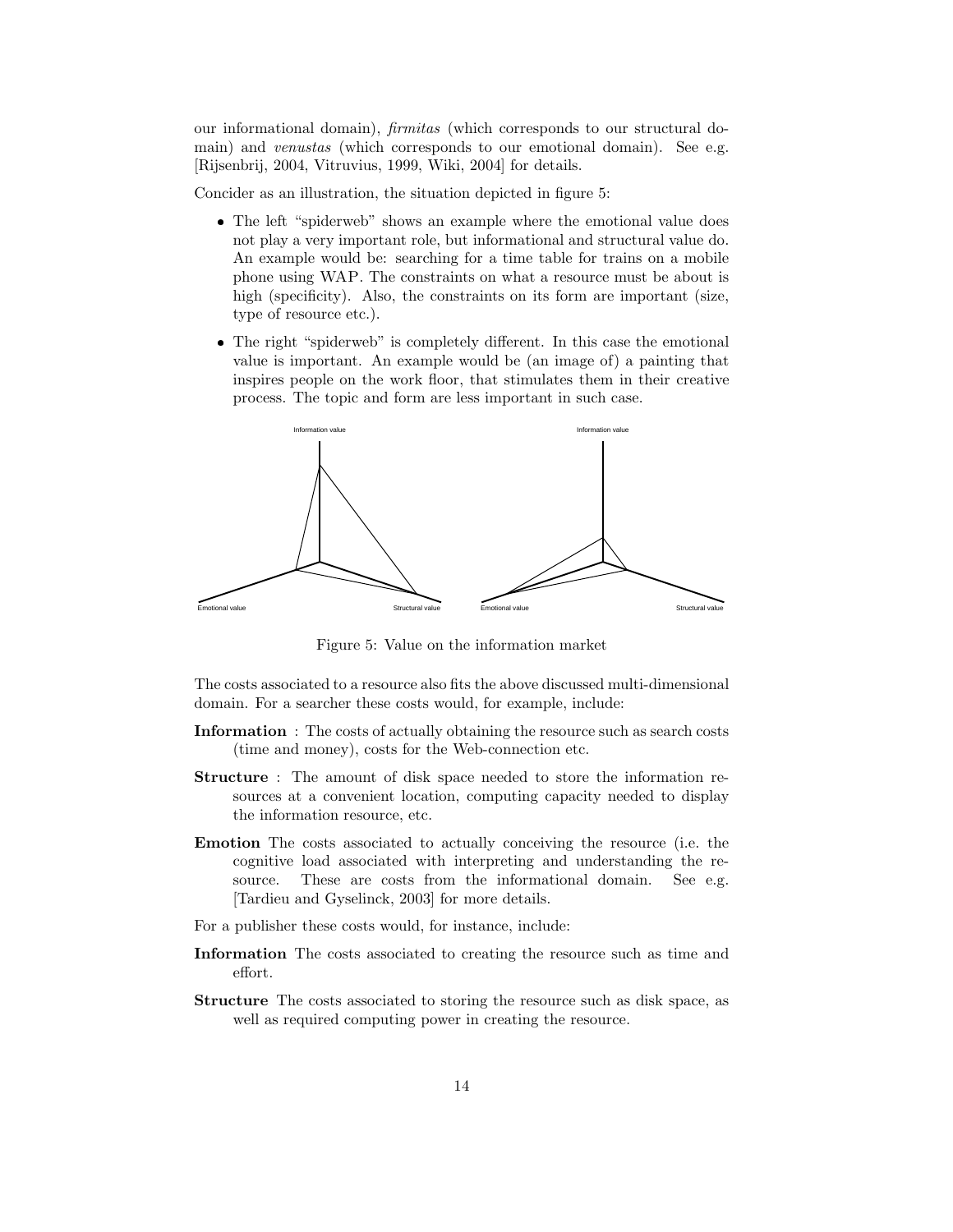our informational domain), *firmitas* (which corresponds to our structural domain) and *venustas* (which corresponds to our emotional domain). See e.g. [Rijsenbrij, 2004, Vitruvius, 1999, Wiki, 2004] for details.

Concider as an illustration, the situation depicted in figure 5:

- The left "spiderweb" shows an example where the emotional value does not play a very important role, but informational and structural value do. An example would be: searching for a time table for trains on a mobile phone using WAP. The constraints on what a resource must be about is high (specificity). Also, the constraints on its form are important (size, type of resource etc.).
- The right "spiderweb" is completely different. In this case the emotional value is important. An example would be (an image of) a painting that inspires people on the work floor, that stimulates them in their creative process. The topic and form are less important in such case.

Figure 5: Value on the information market

The costs associated to a resource also fits the above discussed multi-dimensional domain. For a searcher these costs would, for example, include:

**Information** : The costs of actually obtaining the resource such as search costs (time and money), costs for the Web-connection etc.

**Structure** : The amount of disk space needed to store the information resources at a convenient location, computing capacity needed to display the information resource, etc.

**Emotion** The costs associated to actually conceiving the resource (i.e. the cognitive load associated with interpreting and understanding the resource. These are costs from the informational domain. See e.g. [Tardieu and Gyselinck, 2003] for more details.

For a publisher these costs would, for instance, include:

**Information** The costs associated to creating the resource such as time and effort.

**Structure** The costs associated to storing the resource such as disk space, as well as required computing power in creating the resource.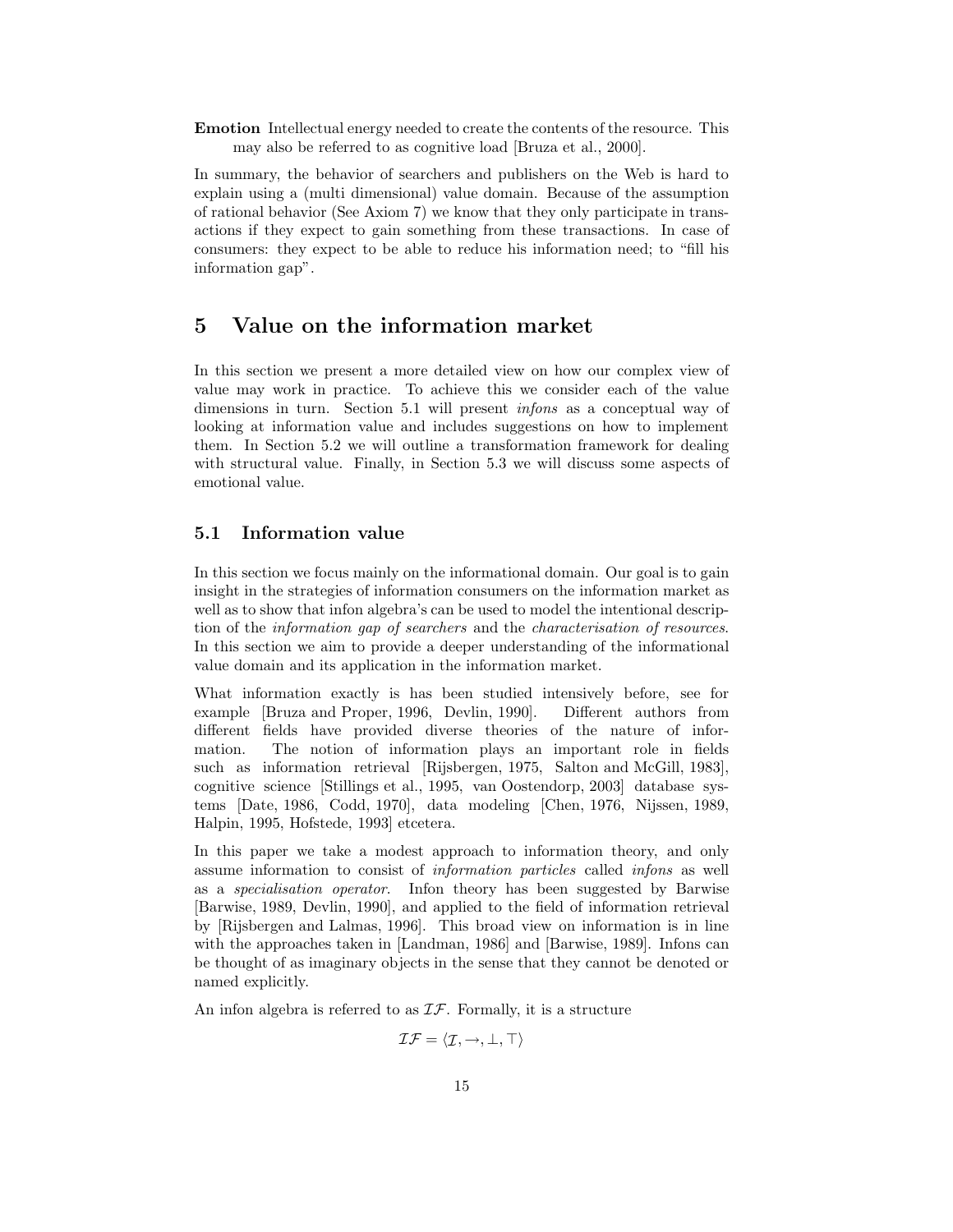**Emotion** Intellectual energy needed to create the contents of the resource. This may also be referred to as cognitive load [Bruza et al., 2000].

In summary, the behavior of searchers and publishers on the Web is hard to explain using a (multi dimensional) value domain. Because of the assumption of rational behavior (See Axiom 7) we know that they only participate in transactions if they expect to gain something from these transactions. In case of consumers: they expect to be able to reduce his information need; to "fill his information gap".

# 5 Value on the information market

In this section we present a more detailed view on how our complex view of value may work in practice. To achieve this we consider each of the value dimensions in turn. Section 5.1 will present *infons* as a conceptual way of looking at information value and includes suggestions on how to implement them. In Section 5.2 we will outline a transformation framework for dealing with structural value. Finally, in Section 5.3 we will discuss some aspects of emotional value.

## 5.1 Information value

In this section we focus mainly on the informational domain. Our goal is to gain insight in the strategies of information consumers on the information market as well as to show that infon algebra's can be used to model the intentional description of the *information gap of searchers* and the *characterisation of resources*. In this section we aim to provide a deeper understanding of the informational value domain and its application in the information market.

What information exactly is has been studied intensively before, see for example [Bruza and Proper, 1996, Devlin, 1990]. Different authors from different fields have provided diverse theories of the nature of information. The notion of information plays an important role in fields such as information retrieval [Rijsbergen, 1975, Salton and McGill, 1983], cognitive science [Stillings et al., 1995, van Oostendorp, 2003] database systems [Date, 1986, Codd, 1970], data modeling [Chen, 1976, Nijssen, 1989, Halpin, 1995, Hofstede, 1993] etcetera.

In this paper we take a modest approach to information theory, and only assume information to consist of *information particles* called *infons* as well as a *specialisation operator*. Infon theory has been suggested by Barwise [Barwise, 1989, Devlin, 1990], and applied to the field of information retrieval by [Rijsbergen and Lalmas, 1996]. This broad view on information is in line with the approaches taken in [Landman, 1986] and [Barwise, 1989]. Infons can be thought of as imaginary objects in the sense that they cannot be denoted or named explicitly.

An infon algebra is referred to as $\mathcal{IF}$. Formally, it is a structure

$$\mathcal{IF} = \langle \mathcal{I}, \rightarrow, \bot, \top \rangle$$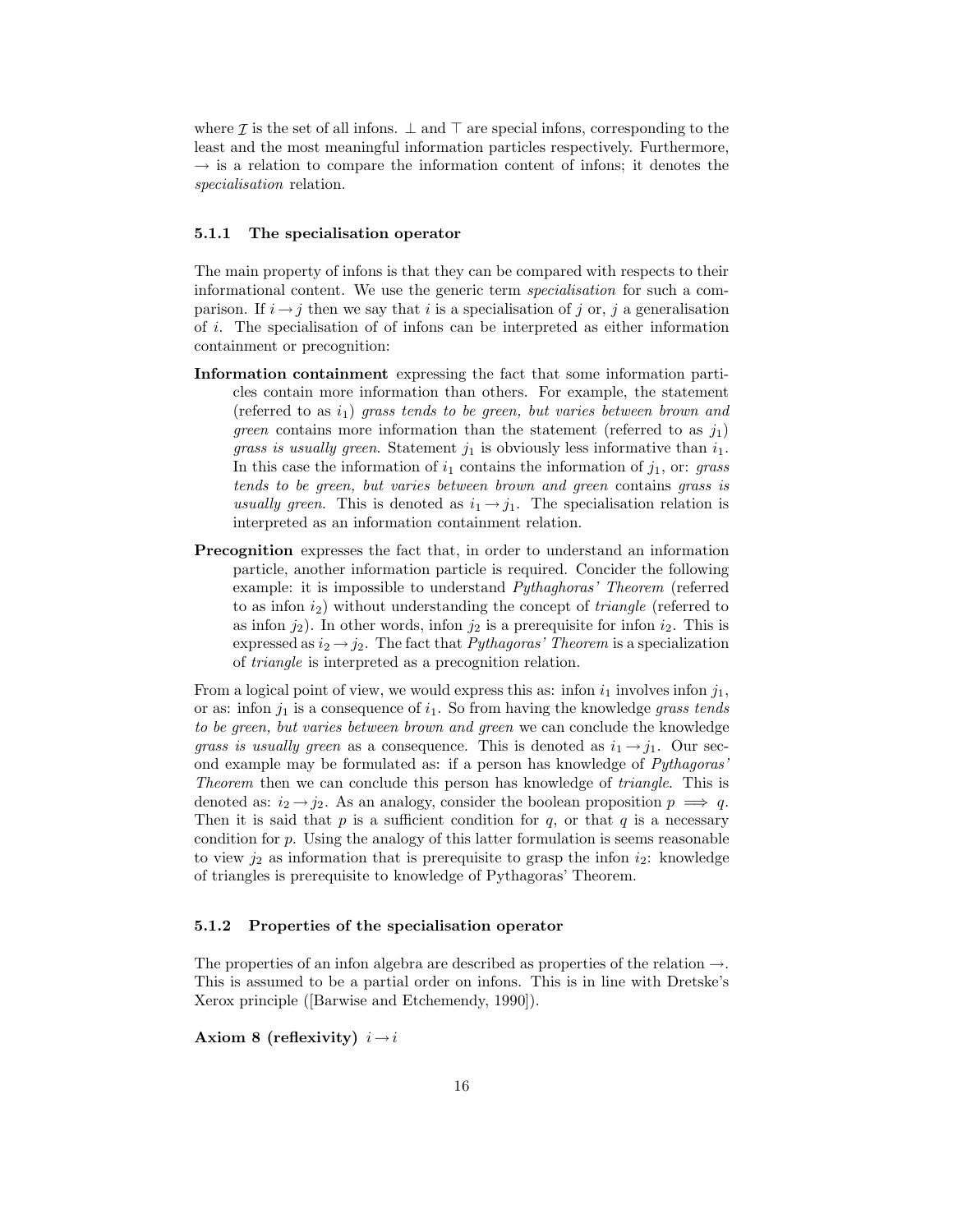where $\mathcal{I}$ is the set of all infons. $\bot$ and $\top$ are special infons, corresponding to the least and the most meaningful information particles respectively. Furthermore, $\rightarrow$ is a relation to compare the information content of infons; it denotes the *specialisation* relation.

#### 5.1.1 The specialisation operator

The main property of infons is that they can be compared with respects to their informational content. We use the generic term *specialisation* for such a comparison. If $i \rightarrow j$ then we say that $i$ is a specialisation of $j$ or, $j$ a generalisation of $i$. The specialisation of of infons can be interpreted as either information containment or precognition:

**Information containment** expressing the fact that some information particles contain more information than others. For example, the statement (referred to as $i_1$) *grass tends to be green, but varies between brown and green* contains more information than the statement (referred to as $j_1$) *grass is usually green*. Statement $j_1$ is obviously less informative than $i_1$. In this case the information of $i_1$ contains the information of $j_1$, or: *grass tends to be green, but varies between brown and green* contains *grass is usually green*. This is denoted as $i_1 \rightarrow j_1$. The specialisation relation is interpreted as an information containment relation.

**Precognition** expresses the fact that, in order to understand an information particle, another information particle is required. Concider the following example: it is impossible to understand *Pythaghoras' Theorem* (referred to as infon $i_2$) without understanding the concept of *triangle* (referred to as infon $j_2$). In other words, infon $j_2$ is a prerequisite for infon $i_2$. This is expressed as $i_2 \rightarrow j_2$. The fact that *Pythagoras' Theorem* is a specialization of *triangle* is interpreted as a precognition relation.

From a logical point of view, we would express this as: infon $i_1$ involves infon $j_1$, or as: infon $j_1$ is a consequence of $i_1$. So from having the knowledge *grass tends to be green, but varies between brown and green* we can conclude the knowledge *grass is usually green* as a consequence. This is denoted as $i_1 \rightarrow j_1$. Our second example may be formulated as: if a person has knowledge of *Pythagoras' Theorem* then we can conclude this person has knowledge of *triangle*. This is denoted as: $i_2 \rightarrow j_2$. As an analogy, consider the boolean proposition $p \implies q$. Then it is said that $p$ is a sufficient condition for $q$, or that $q$ is a necessary condition for $p$. Using the analogy of this latter formulation is seems reasonable to view $j_2$ as information that is prerequisite to grasp the infon $i_2$: knowledge of triangles is prerequisite to knowledge of Pythagoras' Theorem.

#### 5.1.2 Properties of the specialisation operator

The properties of an infon algebra are described as properties of the relation $\rightarrow$. This is assumed to be a partial order on infons. This is in line with Dretske's Xerox principle ([Barwise and Etchemendy, 1990]).

**Axiom 8 (reflexivity)** $i \rightarrow i$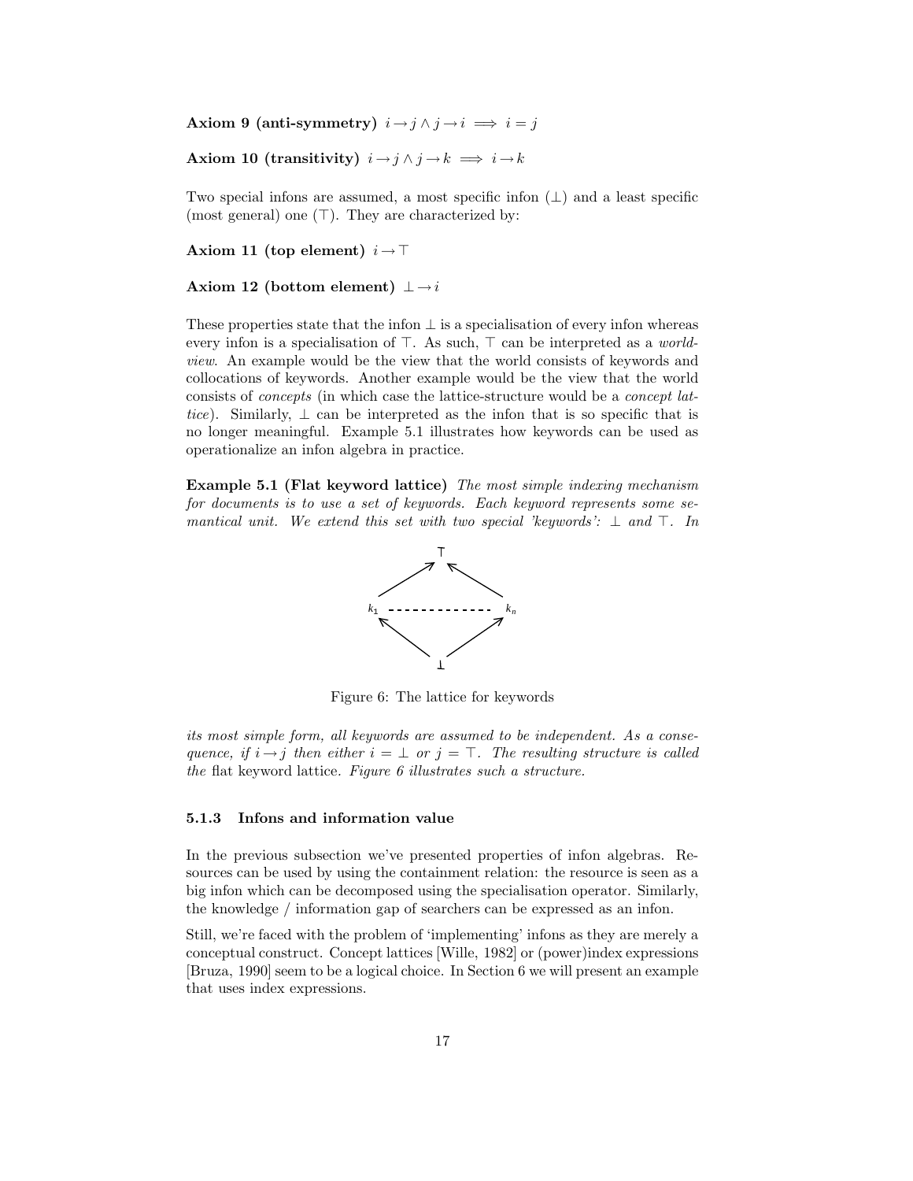**Axiom 9 (anti-symmetry)** $i \rightarrow j \wedge j \rightarrow i \implies i = j$

**Axiom 10 (transitivity)** $i \rightarrow j \wedge j \rightarrow k \implies i \rightarrow k$

Two special infons are assumed, a most specific infon ($\bot$) and a least specific (most general) one ($\top$). They are characterized by:

**Axiom 11 (top element)** $i \rightarrow \top$

**Axiom 12 (bottom element)** $\bot \rightarrow i$

These properties state that the infon $\bot$ is a specialisation of every infon whereas every infon is a specialisation of $\top$. As such, $\top$ can be interpreted as a *world-view*. An example would be the view that the world consists of keywords and collocations of keywords. Another example would be the view that the world consists of *concepts* (in which case the lattice-structure would be a *concept lattice*). Similarly, $\bot$ can be interpreted as the infon that is so specific that is no longer meaningful. Example 5.1 illustrates how keywords can be used as operationalize an infon algebra in practice.

**Example 5.1 (Flat keyword lattice)** *The most simple indexing mechanism for documents is to use a set of keywords. Each keyword represents some semantical unit. We extend this set with two special 'keywords':* $\bot$ *and* $\top$*. In its most simple form, all keywords are assumed to be independent. As a consequence, if* $i \rightarrow j$ *then either* $i = \bot$ *or* $j = \top$*. The resulting structure is called the* flat keyword lattice*. Figure 6 illustrates such a structure.*

Figure 6: The lattice for keywords

### 5.1.3 Infons and information value

In the previous subsection we've presented properties of infon algebras. Resources can be used by using the containment relation: the resource is seen as a big infon which can be decomposed using the specialisation operator. Similarly, the knowledge / information gap of searchers can be expressed as an infon.

Still, we're faced with the problem of 'implementing' infons as they are merely a conceptual construct. Concept lattices [Wille, 1982] or (power)index expressions [Bruza, 1990] seem to be a logical choice. In Section 6 we will present an example that uses index expressions.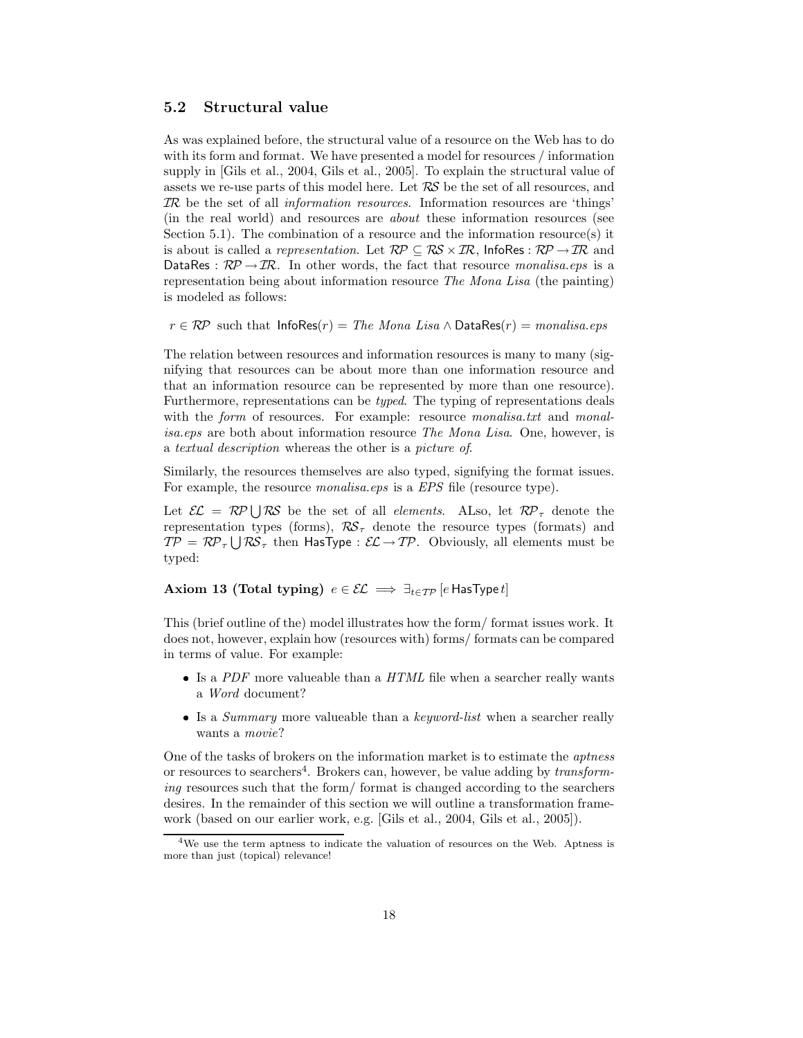## 5.2 Structural value

As was explained before, the structural value of a resource on the Web has to do with its form and format. We have presented a model for resources / information supply in [Gils et al., 2004, Gils et al., 2005]. To explain the structural value of assets we re-use parts of this model here. Let $\mathcal{RS}$ be the set of all resources, and $\mathcal{IR}$ be the set of all *information resources*. Information resources are 'things' (in the real world) and resources are *about* these information resources (see Section 5.1). The combination of a resource and the information resource(s) it is about is called a *representation*. Let $\mathcal{RP} \subseteq \mathcal{RS} \times \mathcal{IR}$, $\mathsf{InfoRes} : \mathcal{RP} \to \mathcal{IR}$ and $\mathsf{DataRes} : \mathcal{RP} \to \mathcal{IR}$. In other words, the fact that resource *monalisa.eps* is a representation being about information resource *The Mona Lisa* (the painting) is modeled as follows:

$$r \in \mathcal{RP} \text{ such that } \mathsf{InfoRes}(r) = \textit{The Mona Lisa} \land \mathsf{DataRes}(r) = \textit{monalisa.eps}$$

The relation between resources and information resources is many to many (signifying that resources can be about more than one information resource and that an information resource can be represented by more than one resource). Furthermore, representations can be *typed*. The typing of representations deals with the *form* of resources. For example: resource *monalisa.txt* and *monalisa.eps* are both about information resource *The Mona Lisa*. One, however, is a *textual description* whereas the other is a *picture of*.

Similarly, the resources themselves are also typed, signifying the format issues. For example, the resource *monalisa.eps* is a *EPS* file (resource type).

Let $\mathcal{EL} = \mathcal{RP} \bigcup \mathcal{RS}$ be the set of all *elements*. ALso, let $\mathcal{RP}_\tau$ denote the representation types (forms), $\mathcal{RS}_\tau$ denote the resource types (formats) and $\mathcal{TP} = \mathcal{RP}_\tau \bigcup \mathcal{RS}_\tau$ then $\mathsf{HasType} : \mathcal{EL} \to \mathcal{TP}$. Obviously, all elements must be typed:

**Axiom 13 (Total typing)** $e \in \mathcal{EL} \implies \exists_{t \in \mathcal{TP}} [e \,\mathsf{HasType}\, t]$

This (brief outline of the) model illustrates how the form/ format issues work. It does not, however, explain how (resources with) forms/ formats can be compared in terms of value. For example:

- Is a *PDF* more valueable than a *HTML* file when a searcher really wants a *Word* document?
- Is a *Summary* more valueable than a *keyword-list* when a searcher really wants a *movie*?

One of the tasks of brokers on the information market is to estimate the *aptness* or resources to searchers[4]. Brokers can, however, be value adding by *transforming* resources such that the form/ format is changed according to the searchers desires. In the remainder of this section we will outline a transformation framework (based on our earlier work, e.g. [Gils et al., 2004, Gils et al., 2005]).

[4] We use the term aptness to indicate the valuation of resources on the Web. Aptness is more than just (topical) relevance!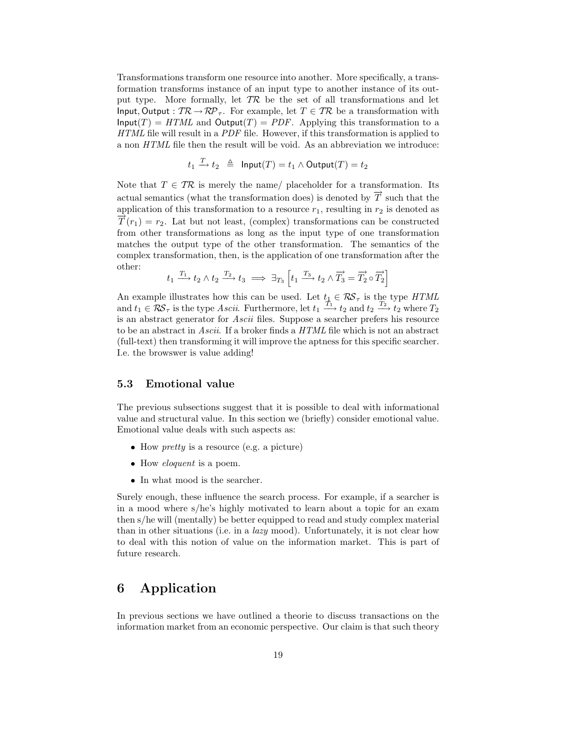Transformations transform one resource into another. More specifically, a transformation transforms instance of an input type to another instance of its output type. More formally, let $\mathcal{TR}$ be the set of all transformations and let $\mathsf{Input}, \mathsf{Output} : \mathcal{TR} \rightarrow \mathcal{RP}_\tau$. For example, let $T \in \mathcal{TR}$ be a transformation with $\mathsf{Input}(T) = HTML$ and $\mathsf{Output}(T) = PDF$. Applying this transformation to a $HTML$ file will result in a $PDF$ file. However, if this transformation is applied to a non $HTML$ file then the result will be void. As an abbreviation we introduce:

$$t_1 \xrightarrow{T} t_2 \triangleq \mathsf{Input}(T) = t_1 \wedge \mathsf{Output}(T) = t_2$$

Note that $T \in \mathcal{TR}$ is merely the name/ placeholder for a transformation. Its actual semantics (what the transformation does) is denoted by $\overrightarrow{T}$ such that the application of this transformation to a resource $r_1$, resulting in $r_2$ is denoted as $\overrightarrow{T}(r_1) = r_2$. Lat but not least, (complex) transformations can be constructed from other transformations as long as the input type of one transformation matches the output type of the other transformation. The semantics of the complex transformation, then, is the application of one transformation after the other:

$$t_1 \xrightarrow{T_1} t_2 \wedge t_2 \xrightarrow{T_2} t_3 \implies \exists_{T_3} \left[ t_1 \xrightarrow{T_3} t_2 \wedge \overrightarrow{T_3} = \overrightarrow{T_2} \circ \overrightarrow{T_2} \right]$$

An example illustrates how this can be used. Let $t_1 \in \mathcal{RS}_\tau$ is the type $HTML$ and $t_1 \in \mathcal{RS}_\tau$ is the type $Ascii$. Furthermore, let $t_1 \xrightarrow{T_1} t_2$ and $t_2 \xrightarrow{T_2} t_2$ where $T_2$ is an abstract generator for $Ascii$ files. Suppose a searcher prefers his resource to be an abstract in $Ascii$. If a broker finds a $HTML$ file which is not an abstract (full-text) then transforming it will improve the aptness for this specific searcher. I.e. the browswer is value adding!

### 5.3 Emotional value

The previous subsections suggest that it is possible to deal with informational value and structural value. In this section we (briefly) consider emotional value. Emotional value deals with such aspects as:

- How *pretty* is a resource (e.g. a picture)
- How *eloquent* is a poem.
- In what mood is the searcher.

Surely enough, these influence the search process. For example, if a searcher is in a mood where s/he's highly motivated to learn about a topic for an exam then s/he will (mentally) be better equipped to read and study complex material than in other situations (i.e. in a *lazy* mood). Unfortunately, it is not clear how to deal with this notion of value on the information market. This is part of future research.

## 6 Application

In previous sections we have outlined a theorie to discuss transactions on the information market from an economic perspective. Our claim is that such theory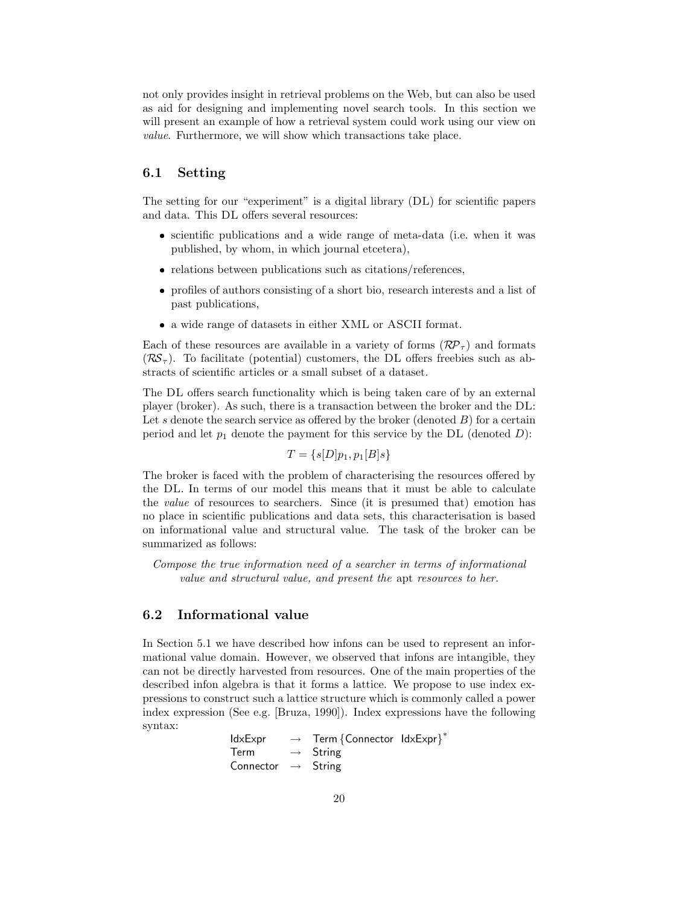not only provides insight in retrieval problems on the Web, but can also be used as aid for designing and implementing novel search tools. In this section we will present an example of how a retrieval system could work using our view on *value*. Furthermore, we will show which transactions take place.

## 6.1 Setting

The setting for our "experiment" is a digital library (DL) for scientific papers and data. This DL offers several resources:

- scientific publications and a wide range of meta-data (i.e. when it was published, by whom, in which journal etcetera),
- relations between publications such as citations/references,
- profiles of authors consisting of a short bio, research interests and a list of past publications,
- a wide range of datasets in either XML or ASCII format.

Each of these resources are available in a variety of forms ($\mathcal{RP}_\tau$) and formats ($\mathcal{RS}_\tau$). To facilitate (potential) customers, the DL offers freebies such as abstracts of scientific articles or a small subset of a dataset.

The DL offers search functionality which is being taken care of by an external player (broker). As such, there is a transaction between the broker and the DL: Let $s$ denote the search service as offered by the broker (denoted $B$) for a certain period and let $p_1$ denote the payment for this service by the DL (denoted $D$):

$$T = \{s[D]p_1, p_1[B]s\}$$

The broker is faced with the problem of characterising the resources offered by the DL. In terms of our model this means that it must be able to calculate the *value* of resources to searchers. Since (it is presumed that) emotion has no place in scientific publications and data sets, this characterisation is based on informational value and structural value. The task of the broker can be summarized as follows:

> *Compose the true information need of a searcher in terms of informational value and structural value, and present the* apt *resources to her.*

## 6.2 Informational value

In Section 5.1 we have described how infons can be used to represent an informational value domain. However, we observed that infons are intangible, they can not be directly harvested from resources. One of the main properties of the described infon algebra is that it forms a lattice. We propose to use index expressions to construct such a lattice structure which is commonly called a power index expression (See e.g. [Bruza, 1990]). Index expressions have the following syntax:

$$\begin{array}{lcl} \mathsf{IdxExpr} & \rightarrow & \mathsf{Term}\,\{\mathsf{Connector}\;\;\mathsf{IdxExpr}\}^* \\ \mathsf{Term} & \rightarrow & \mathsf{String} \\ \mathsf{Connector} & \rightarrow & \mathsf{String} \end{array}$$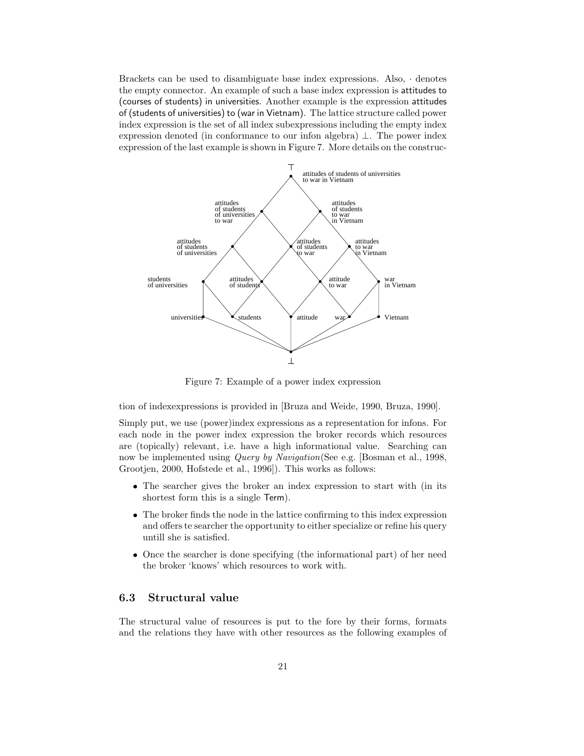Brackets can be used to disambiguate base index expressions. Also, · denotes the empty connector. An example of such a base index expression is attitudes to (courses of students) in universities. Another example is the expression attitudes of (students of universities) to (war in Vietnam). The lattice structure called power index expression is the set of all index subexpressions including the empty index expression denoted (in conformance to our infon algebra) ⊥. The power index expression of the last example is shown in Figure 7. More details on the construction of indexexpressions is provided in [Bruza and Weide, 1990, Bruza, 1990].

Figure 7: Example of a power index expression

Simply put, we use (power)index expressions as a representation for infons. For each node in the power index expression the broker records which resources are (topically) relevant, i.e. have a high informational value. Searching can now be implemented using *Query by Navigation*(See e.g. [Bosman et al., 1998, Grootjen, 2000, Hofstede et al., 1996]). This works as follows:

- The searcher gives the broker an index expression to start with (in its shortest form this is a single Term).
- The broker finds the node in the lattice confirming to this index expression and offers te searcher the opportunity to either specialize or refine his query untill she is satisfied.
- Once the searcher is done specifying (the informational part) of her need the broker 'knows' which resources to work with.

### 6.3 Structural value

The structural value of resources is put to the fore by their forms, formats and the relations they have with other resources as the following examples of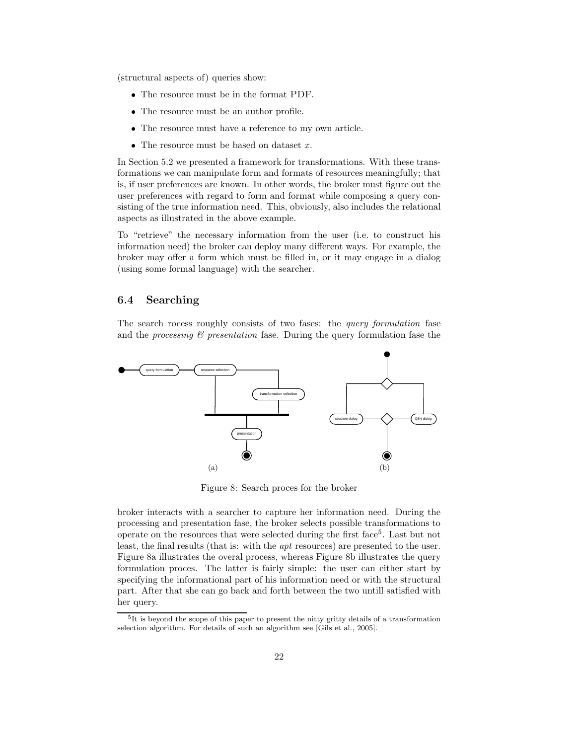(structural aspects of) queries show:

- The resource must be in the format PDF.
- The resource must be an author profile.
- The resource must have a reference to my own article.
- The resource must be based on dataset $x$.

In Section 5.2 we presented a framework for transformations. With these transformations we can manipulate form and formats of resources meaningfully; that is, if user preferences are known. In other words, the broker must figure out the user preferences with regard to form and format while composing a query consisting of the true information need. This, obviously, also includes the relational aspects as illustrated in the above example.

To "retrieve" the necessary information from the user (i.e. to construct his information need) the broker can deploy many different ways. For example, the broker may offer a form which must be filled in, or it may engage in a dialog (using some formal language) with the searcher.

## 6.4 Searching

The search rocess roughly consists of two fases: the *query formulation* fase and the *processing & presentation* fase. During the query formulation fase the

Figure 8: Search proces for the broker

broker interacts with a searcher to capture her information need. During the processing and presentation fase, the broker selects possible transformations to operate on the resources that were selected during the first face[5]. Last but not least, the final results (that is: with the *apt* resources) are presented to the user. Figure 8a illustrates the overal process, whereas Figure 8b illustrates the query formulation proces. The latter is fairly simple: the user can either start by specifying the informational part of his information need or with the structural part. After that she can go back and forth between the two untill satisfied with her query.

[5] It is beyond the scope of this paper to present the nitty gritty details of a transformation selection algorithm. For details of such an algorithm see [Gils et al., 2005].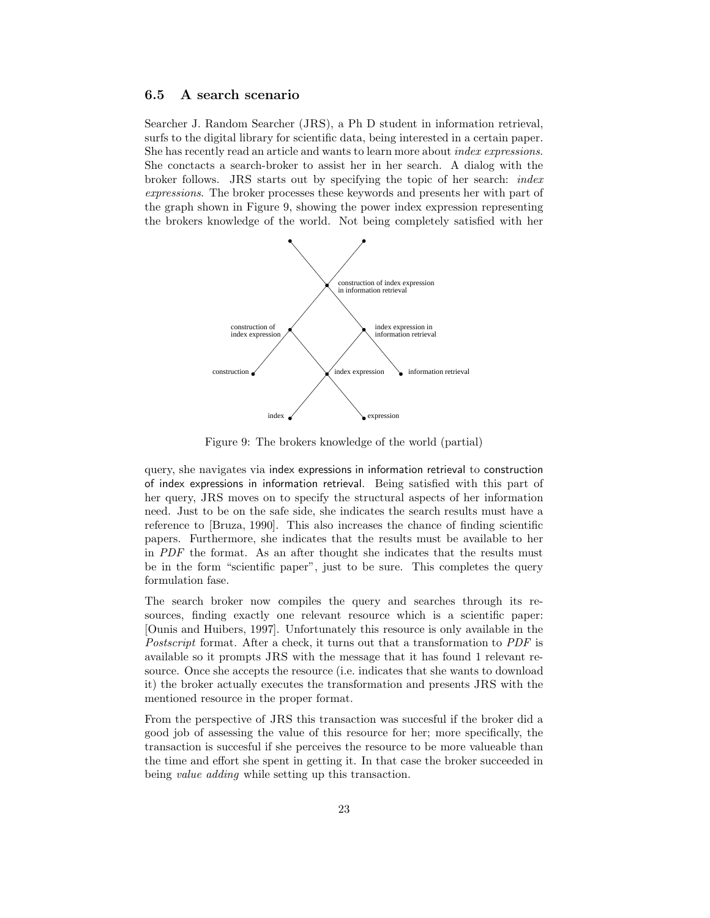### 6.5 A search scenario

Searcher J. Random Searcher (JRS), a Ph D student in information retrieval, surfs to the digital library for scientific data, being interested in a certain paper. She has recently read an article and wants to learn more about *index expressions*. She conctacts a search-broker to assist her in her search. A dialog with the broker follows. JRS starts out by specifying the topic of her search: *index expressions*. The broker processes these keywords and presents her with part of the graph shown in Figure 9, showing the power index expression representing the brokers knowledge of the world. Not being completely satisfied with her query, she navigates via index expressions in information retrieval to construction of index expressions in information retrieval. Being satisfied with this part of her query, JRS moves on to specify the structural aspects of her information need. Just to be on the safe side, she indicates the search results must have a reference to [Bruza, 1990]. This also increases the chance of finding scientific papers. Furthermore, she indicates that the results must be available to her in *PDF* the format. As an after thought she indicates that the results must be in the form "scientific paper", just to be sure. This completes the query formulation fase.

construction of index expression in information retrieval

construction of index expression

index expression in information retrieval

construction

index expression

information retrieval

index

expression

Figure 9: The brokers knowledge of the world (partial)

The search broker now compiles the query and searches through its resources, finding exactly one relevant resource which is a scientific paper: [Ounis and Huibers, 1997]. Unfortunately this resource is only available in the *Postscript* format. After a check, it turns out that a transformation to *PDF* is available so it prompts JRS with the message that it has found 1 relevant resource. Once she accepts the resource (i.e. indicates that she wants to download it) the broker actually executes the transformation and presents JRS with the mentioned resource in the proper format.

From the perspective of JRS this transaction was succesful if the broker did a good job of assessing the value of this resource for her; more specifically, the transaction is succesful if she perceives the resource to be more valueable than the time and effort she spent in getting it. In that case the broker succeeded in being *value adding* while setting up this transaction.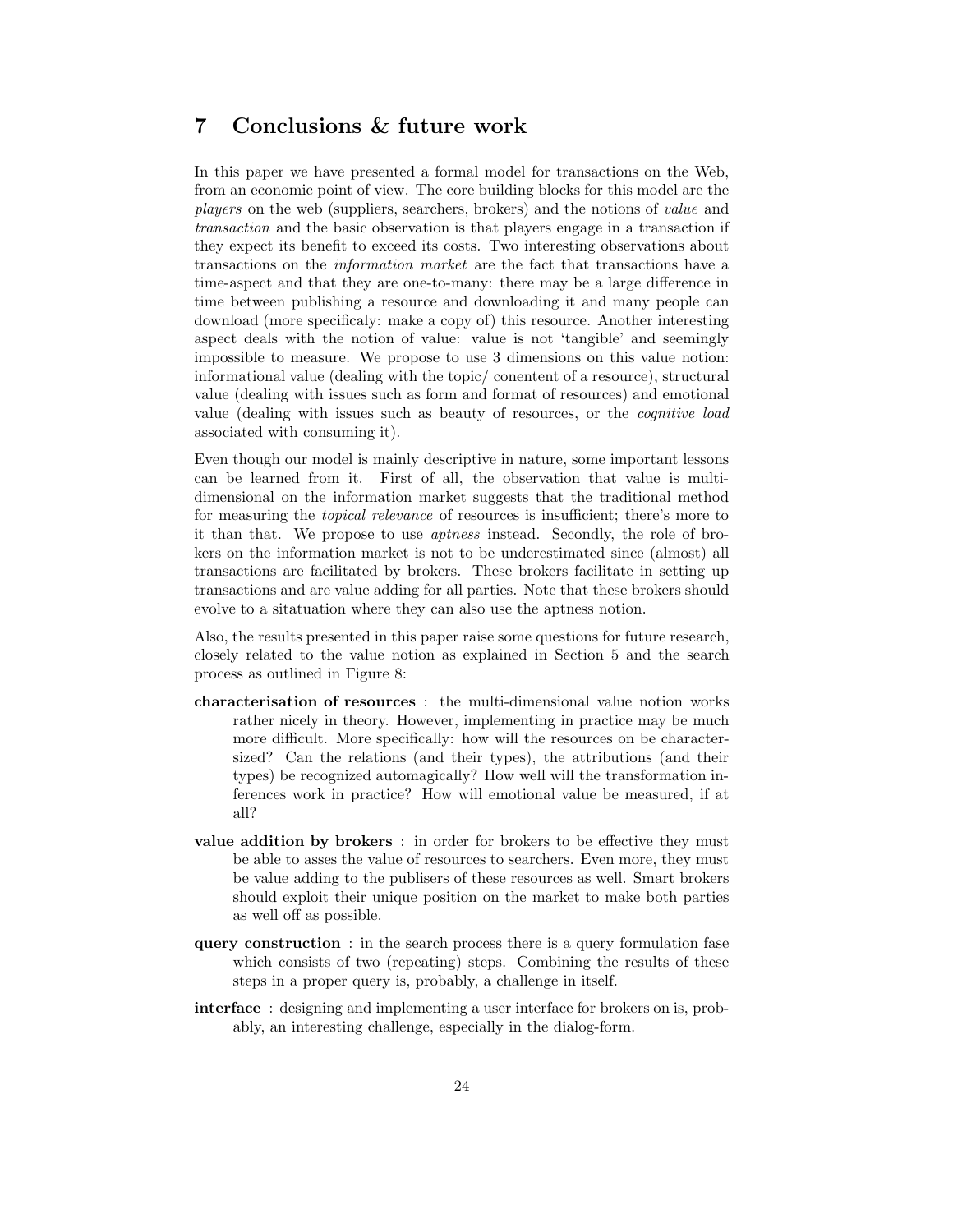## 7 Conclusions & future work

In this paper we have presented a formal model for transactions on the Web, from an economic point of view. The core building blocks for this model are the *players* on the web (suppliers, searchers, brokers) and the notions of *value* and *transaction* and the basic observation is that players engage in a transaction if they expect its benefit to exceed its costs. Two interesting observations about transactions on the *information market* are the fact that transactions have a time-aspect and that they are one-to-many: there may be a large difference in time between publishing a resource and downloading it and many people can download (more specificaly: make a copy of) this resource. Another interesting aspect deals with the notion of value: value is not 'tangible' and seemingly impossible to measure. We propose to use 3 dimensions on this value notion: informational value (dealing with the topic/ conentent of a resource), structural value (dealing with issues such as form and format of resources) and emotional value (dealing with issues such as beauty of resources, or the *cognitive load* associated with consuming it).

Even though our model is mainly descriptive in nature, some important lessons can be learned from it. First of all, the observation that value is multi-dimensional on the information market suggests that the traditional method for measuring the *topical relevance* of resources is insufficient; there's more to it than that. We propose to use *aptness* instead. Secondly, the role of brokers on the information market is not to be underestimated since (almost) all transactions are facilitated by brokers. These brokers facilitate in setting up transactions and are value adding for all parties. Note that these brokers should evolve to a sitatuation where they can also use the aptness notion.

Also, the results presented in this paper raise some questions for future research, closely related to the value notion as explained in Section 5 and the search process as outlined in Figure 8:

**characterisation of resources** : the multi-dimensional value notion works rather nicely in theory. However, implementing in practice may be much more difficult. More specifically: how will the resources on be charactersized? Can the relations (and their types), the attributions (and their types) be recognized automagically? How well will the transformation inferences work in practice? How will emotional value be measured, if at all?

**value addition by brokers** : in order for brokers to be effective they must be able to asses the value of resources to searchers. Even more, they must be value adding to the publisers of these resources as well. Smart brokers should exploit their unique position on the market to make both parties as well off as possible.

**query construction** : in the search process there is a query formulation fase which consists of two (repeating) steps. Combining the results of these steps in a proper query is, probably, a challenge in itself.

**interface** : designing and implementing a user interface for brokers on is, probably, an interesting challenge, especially in the dialog-form.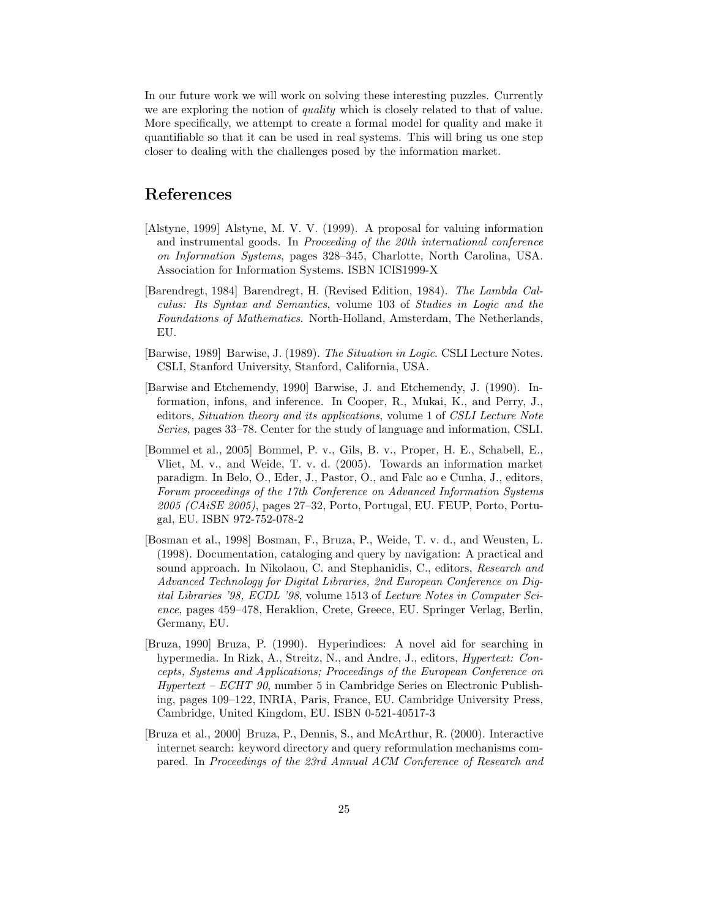In our future work we will work on solving these interesting puzzles. Currently we are exploring the notion of *quality* which is closely related to that of value. More specifically, we attempt to create a formal model for quality and make it quantifiable so that it can be used in real systems. This will bring us one step closer to dealing with the challenges posed by the information market.

## References

[Alstyne, 1999] Alstyne, M. V. V. (1999). A proposal for valuing information and instrumental goods. In *Proceeding of the 20th international conference on Information Systems*, pages 328–345, Charlotte, North Carolina, USA. Association for Information Systems. ISBN ICIS1999-X

[Barendregt, 1984] Barendregt, H. (Revised Edition, 1984). *The Lambda Calculus: Its Syntax and Semantics*, volume 103 of *Studies in Logic and the Foundations of Mathematics*. North-Holland, Amsterdam, The Netherlands, EU.

[Barwise, 1989] Barwise, J. (1989). *The Situation in Logic*. CSLI Lecture Notes. CSLI, Stanford University, Stanford, California, USA.

[Barwise and Etchemendy, 1990] Barwise, J. and Etchemendy, J. (1990). Information, infons, and inference. In Cooper, R., Mukai, K., and Perry, J., editors, *Situation theory and its applications*, volume 1 of *CSLI Lecture Note Series*, pages 33–78. Center for the study of language and information, CSLI.

[Bommel et al., 2005] Bommel, P. v., Gils, B. v., Proper, H. E., Schabell, E., Vliet, M. v., and Weide, T. v. d. (2005). Towards an information market paradigm. In Belo, O., Eder, J., Pastor, O., and Falc ao e Cunha, J., editors, *Forum proceedings of the 17th Conference on Advanced Information Systems 2005 (CAiSE 2005)*, pages 27–32, Porto, Portugal, EU. FEUP, Porto, Portugal, EU. ISBN 972-752-078-2

[Bosman et al., 1998] Bosman, F., Bruza, P., Weide, T. v. d., and Weusten, L. (1998). Documentation, cataloging and query by navigation: A practical and sound approach. In Nikolaou, C. and Stephanidis, C., editors, *Research and Advanced Technology for Digital Libraries, 2nd European Conference on Digital Libraries '98, ECDL '98*, volume 1513 of *Lecture Notes in Computer Science*, pages 459–478, Heraklion, Crete, Greece, EU. Springer Verlag, Berlin, Germany, EU.

[Bruza, 1990] Bruza, P. (1990). Hyperindices: A novel aid for searching in hypermedia. In Rizk, A., Streitz, N., and Andre, J., editors, *Hypertext: Concepts, Systems and Applications; Proceedings of the European Conference on Hypertext – ECHT 90*, number 5 in Cambridge Series on Electronic Publishing, pages 109–122, INRIA, Paris, France, EU. Cambridge University Press, Cambridge, United Kingdom, EU. ISBN 0-521-40517-3

[Bruza et al., 2000] Bruza, P., Dennis, S., and McArthur, R. (2000). Interactive internet search: keyword directory and query reformulation mechanisms compared. In *Proceedings of the 23rd Annual ACM Conference of Research and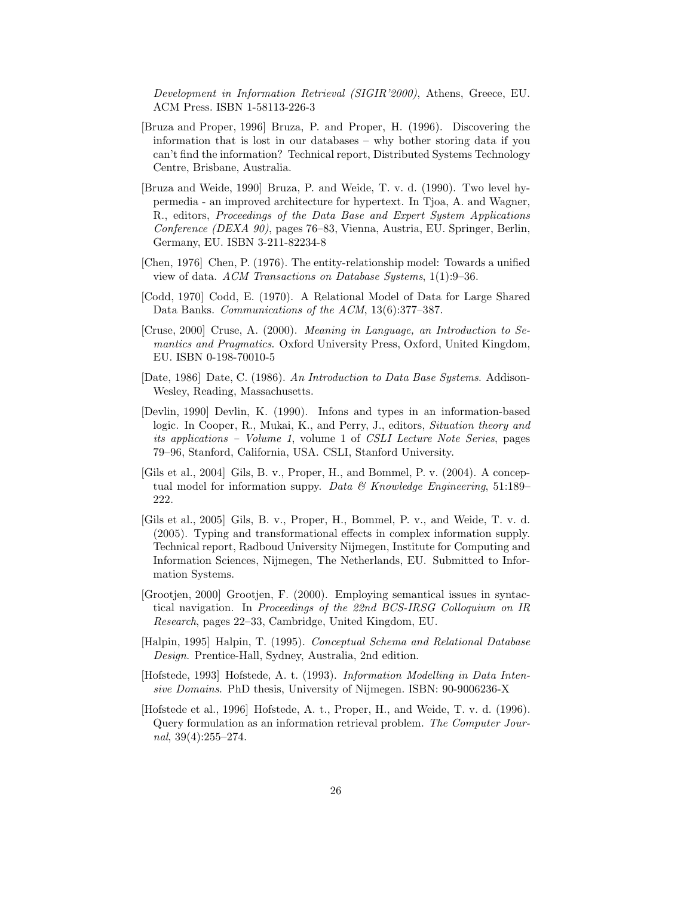*Development in Information Retrieval (SIGIR'2000)*, Athens, Greece, EU. ACM Press. ISBN 1-58113-226-3

[Bruza and Proper, 1996] Bruza, P. and Proper, H. (1996). Discovering the information that is lost in our databases – why bother storing data if you can't find the information? Technical report, Distributed Systems Technology Centre, Brisbane, Australia.

[Bruza and Weide, 1990] Bruza, P. and Weide, T. v. d. (1990). Two level hypermedia - an improved architecture for hypertext. In Tjoa, A. and Wagner, R., editors, *Proceedings of the Data Base and Expert System Applications Conference (DEXA 90)*, pages 76–83, Vienna, Austria, EU. Springer, Berlin, Germany, EU. ISBN 3-211-82234-8

[Chen, 1976] Chen, P. (1976). The entity-relationship model: Towards a unified view of data. *ACM Transactions on Database Systems*, 1(1):9–36.

[Codd, 1970] Codd, E. (1970). A Relational Model of Data for Large Shared Data Banks. *Communications of the ACM*, 13(6):377–387.

[Cruse, 2000] Cruse, A. (2000). *Meaning in Language, an Introduction to Semantics and Pragmatics*. Oxford University Press, Oxford, United Kingdom, EU. ISBN 0-198-70010-5

[Date, 1986] Date, C. (1986). *An Introduction to Data Base Systems*. Addison-Wesley, Reading, Massachusetts.

[Devlin, 1990] Devlin, K. (1990). Infons and types in an information-based logic. In Cooper, R., Mukai, K., and Perry, J., editors, *Situation theory and its applications – Volume 1*, volume 1 of *CSLI Lecture Note Series*, pages 79–96, Stanford, California, USA. CSLI, Stanford University.

[Gils et al., 2004] Gils, B. v., Proper, H., and Bommel, P. v. (2004). A conceptual model for information suppy. *Data & Knowledge Engineering*, 51:189–222.

[Gils et al., 2005] Gils, B. v., Proper, H., Bommel, P. v., and Weide, T. v. d. (2005). Typing and transformational effects in complex information supply. Technical report, Radboud University Nijmegen, Institute for Computing and Information Sciences, Nijmegen, The Netherlands, EU. Submitted to Information Systems.

[Grootjen, 2000] Grootjen, F. (2000). Employing semantical issues in syntactical navigation. In *Proceedings of the 22nd BCS-IRSG Colloquium on IR Research*, pages 22–33, Cambridge, United Kingdom, EU.

[Halpin, 1995] Halpin, T. (1995). *Conceptual Schema and Relational Database Design*. Prentice-Hall, Sydney, Australia, 2nd edition.

[Hofstede, 1993] Hofstede, A. t. (1993). *Information Modelling in Data Intensive Domains*. PhD thesis, University of Nijmegen. ISBN: 90-9006236-X

[Hofstede et al., 1996] Hofstede, A. t., Proper, H., and Weide, T. v. d. (1996). Query formulation as an information retrieval problem. *The Computer Journal*, 39(4):255–274.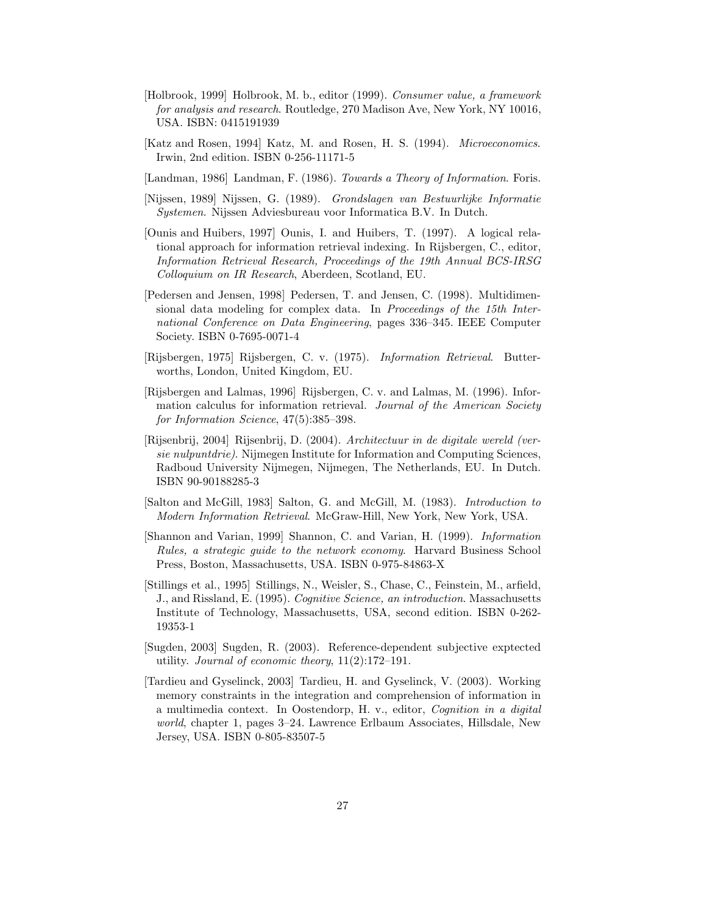[Holbrook, 1999] Holbrook, M. b., editor (1999). *Consumer value, a framework for analysis and research*. Routledge, 270 Madison Ave, New York, NY 10016, USA. ISBN: 0415191939

[Katz and Rosen, 1994] Katz, M. and Rosen, H. S. (1994). *Microeconomics*. Irwin, 2nd edition. ISBN 0-256-11171-5

[Landman, 1986] Landman, F. (1986). *Towards a Theory of Information*. Foris.

[Nijssen, 1989] Nijssen, G. (1989). *Grondslagen van Bestuurlijke Informatie Systemen*. Nijssen Adviesbureau voor Informatica B.V. In Dutch.

[Ounis and Huibers, 1997] Ounis, I. and Huibers, T. (1997). A logical relational approach for information retrieval indexing. In Rijsbergen, C., editor, *Information Retrieval Research, Proceedings of the 19th Annual BCS-IRSG Colloquium on IR Research*, Aberdeen, Scotland, EU.

[Pedersen and Jensen, 1998] Pedersen, T. and Jensen, C. (1998). Multidimensional data modeling for complex data. In *Proceedings of the 15th International Conference on Data Engineering*, pages 336–345. IEEE Computer Society. ISBN 0-7695-0071-4

[Rijsbergen, 1975] Rijsbergen, C. v. (1975). *Information Retrieval*. Butterworths, London, United Kingdom, EU.

[Rijsbergen and Lalmas, 1996] Rijsbergen, C. v. and Lalmas, M. (1996). Information calculus for information retrieval. *Journal of the American Society for Information Science*, 47(5):385–398.

[Rijsenbrij, 2004] Rijsenbrij, D. (2004). *Architectuur in de digitale wereld (versie nulpuntdrie)*. Nijmegen Institute for Information and Computing Sciences, Radboud University Nijmegen, Nijmegen, The Netherlands, EU. In Dutch. ISBN 90-90188285-3

[Salton and McGill, 1983] Salton, G. and McGill, M. (1983). *Introduction to Modern Information Retrieval*. McGraw-Hill, New York, New York, USA.

[Shannon and Varian, 1999] Shannon, C. and Varian, H. (1999). *Information Rules, a strategic guide to the network economy*. Harvard Business School Press, Boston, Massachusetts, USA. ISBN 0-975-84863-X

[Stillings et al., 1995] Stillings, N., Weisler, S., Chase, C., Feinstein, M., arfield, J., and Rissland, E. (1995). *Cognitive Science, an introduction*. Massachusetts Institute of Technology, Massachusetts, USA, second edition. ISBN 0-262-19353-1

[Sugden, 2003] Sugden, R. (2003). Reference-dependent subjective exptected utility. *Journal of economic theory*, 11(2):172–191.

[Tardieu and Gyselinck, 2003] Tardieu, H. and Gyselinck, V. (2003). Working memory constraints in the integration and comprehension of information in a multimedia context. In Oostendorp, H. v., editor, *Cognition in a digital world*, chapter 1, pages 3–24. Lawrence Erlbaum Associates, Hillsdale, New Jersey, USA. ISBN 0-805-83507-5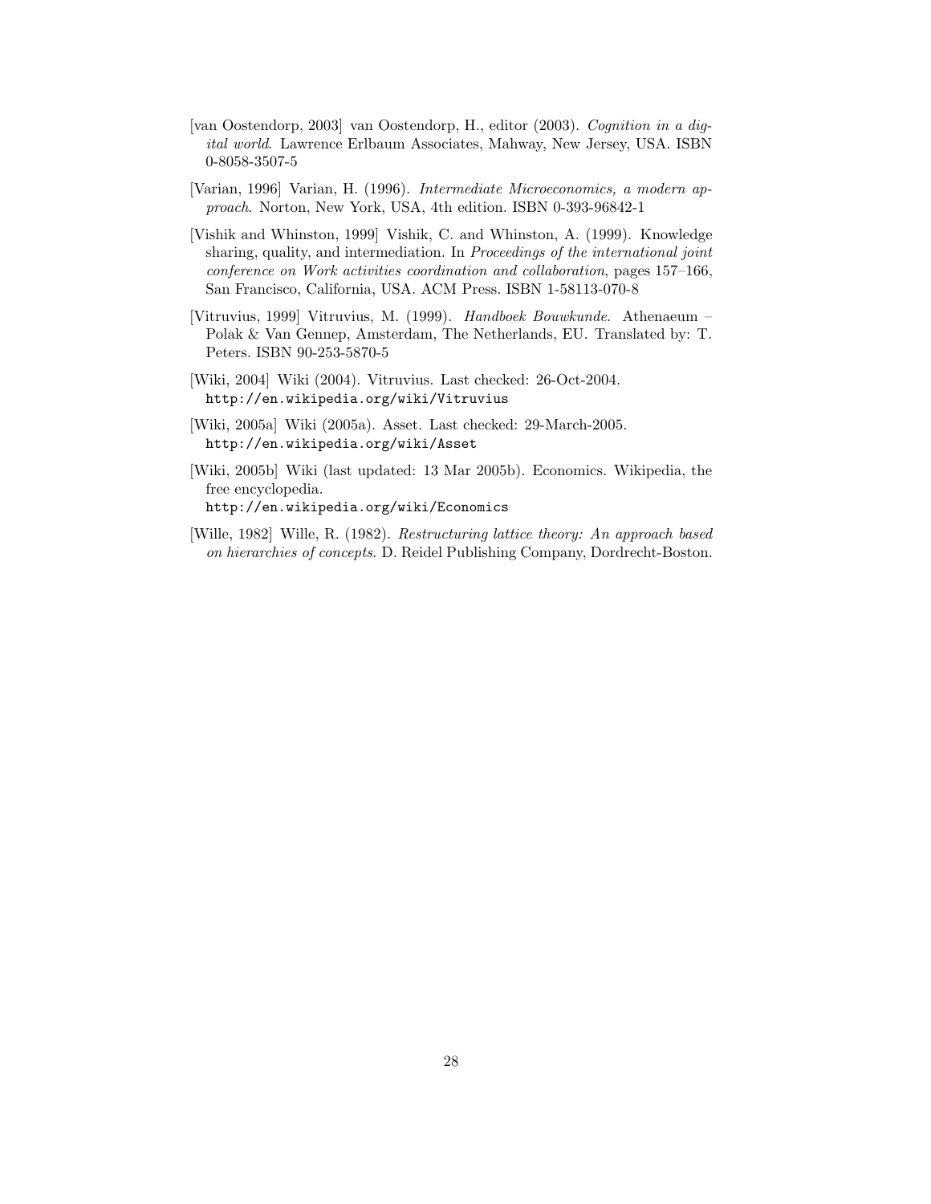[van Oostendorp, 2003] van Oostendorp, H., editor (2003). *Cognition in a digital world*. Lawrence Erlbaum Associates, Mahway, New Jersey, USA. ISBN 0-8058-3507-5

[Varian, 1996] Varian, H. (1996). *Intermediate Microeconomics, a modern approach*. Norton, New York, USA, 4th edition. ISBN 0-393-96842-1

[Vishik and Whinston, 1999] Vishik, C. and Whinston, A. (1999). Knowledge sharing, quality, and intermediation. In *Proceedings of the international joint conference on Work activities coordination and collaboration*, pages 157–166, San Francisco, California, USA. ACM Press. ISBN 1-58113-070-8

[Vitruvius, 1999] Vitruvius, M. (1999). *Handboek Bouwkunde*. Athenaeum – Polak & Van Gennep, Amsterdam, The Netherlands, EU. Translated by: T. Peters. ISBN 90-253-5870-5

[Wiki, 2004] Wiki (2004). Vitruvius. Last checked: 26-Oct-2004. `http://en.wikipedia.org/wiki/Vitruvius`

[Wiki, 2005a] Wiki (2005a). Asset. Last checked: 29-March-2005. `http://en.wikipedia.org/wiki/Asset`

[Wiki, 2005b] Wiki (last updated: 13 Mar 2005b). Economics. Wikipedia, the free encyclopedia.
`http://en.wikipedia.org/wiki/Economics`

[Wille, 1982] Wille, R. (1982). *Restructuring lattice theory: An approach based on hierarchies of concepts*. D. Reidel Publishing Company, Dordrecht-Boston.